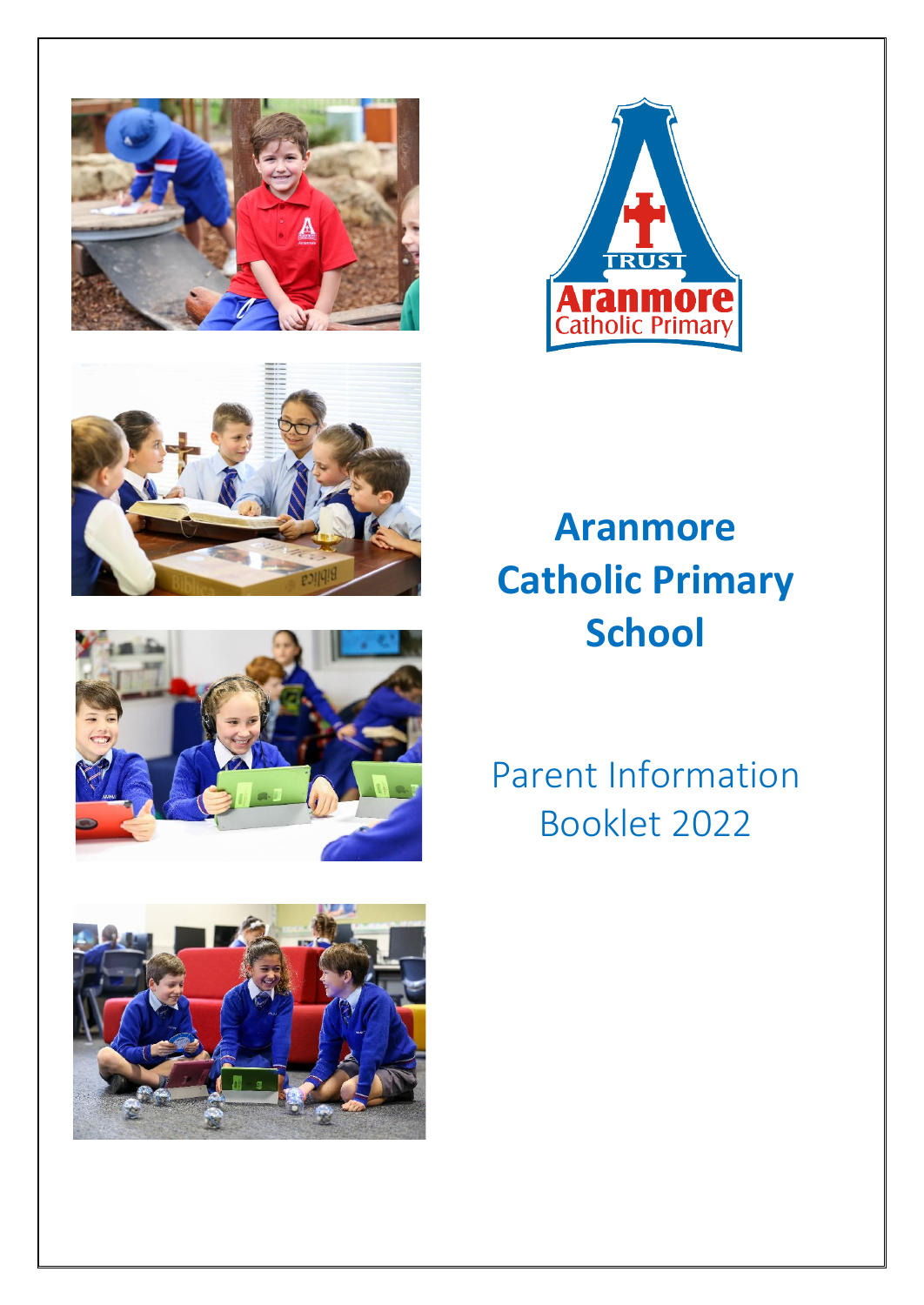# Aranmore Catholic Primary School

## Parent Information Booklet 2022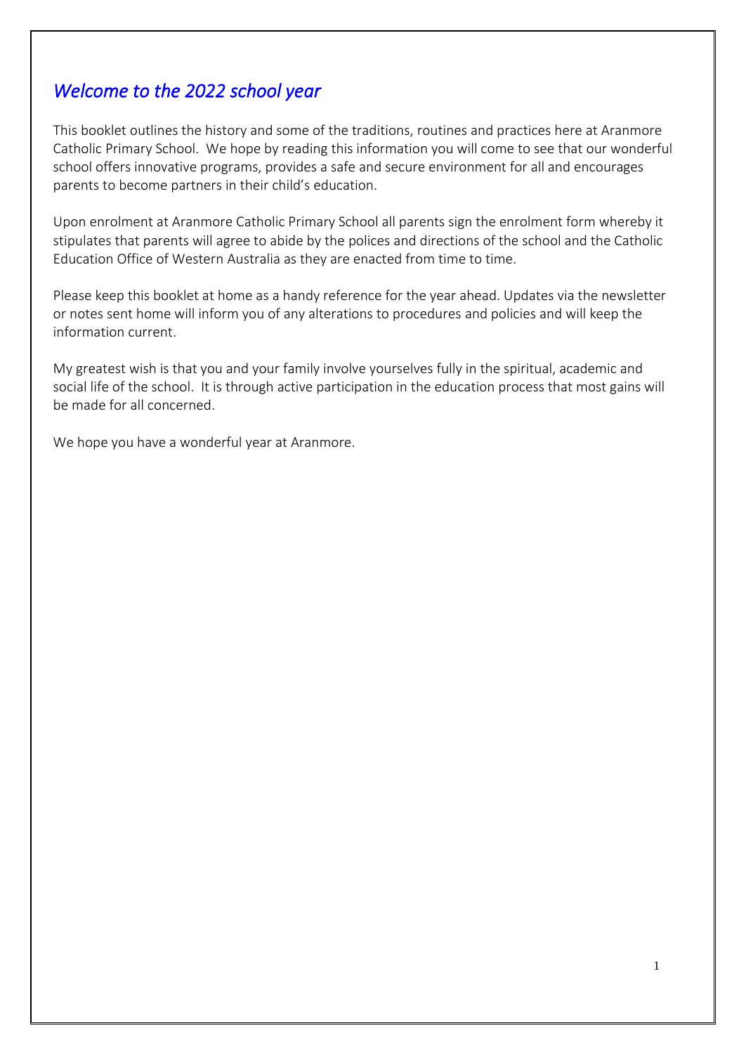## *Welcome to the 2022 school year*

This booklet outlines the history and some of the traditions, routines and practices here at Aranmore Catholic Primary School. We hope by reading this information you will come to see that our wonderful school offers innovative programs, provides a safe and secure environment for all and encourages parents to become partners in their child's education.

Upon enrolment at Aranmore Catholic Primary School all parents sign the enrolment form whereby it stipulates that parents will agree to abide by the polices and directions of the school and the Catholic Education Office of Western Australia as they are enacted from time to time.

Please keep this booklet at home as a handy reference for the year ahead. Updates via the newsletter or notes sent home will inform you of any alterations to procedures and policies and will keep the information current.

My greatest wish is that you and your family involve yourselves fully in the spiritual, academic and social life of the school. It is through active participation in the education process that most gains will be made for all concerned.

We hope you have a wonderful year at Aranmore.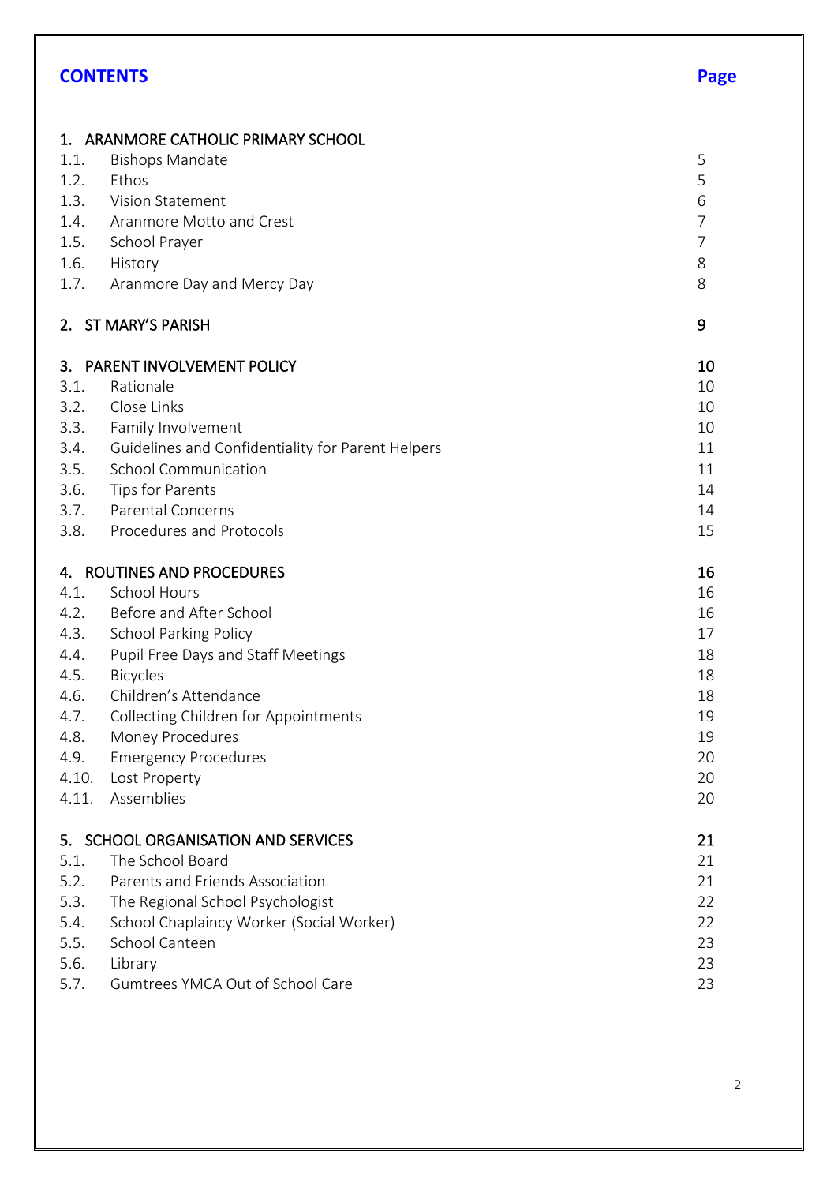| **CONTENTS** | | **Page** |
|---|---|---|
| 1. | ARANMORE CATHOLIC PRIMARY SCHOOL | |
| 1.1. | Bishops Mandate | 5 |
| 1.2. | Ethos | 5 |
| 1.3. | Vision Statement | 6 |
| 1.4. | Aranmore Motto and Crest | 7 |
| 1.5. | School Prayer | 7 |
| 1.6. | History | 8 |
| 1.7. | Aranmore Day and Mercy Day | 8 |
| 2. | ST MARY'S PARISH | 9 |
| 3. | PARENT INVOLVEMENT POLICY | 10 |
| 3.1. | Rationale | 10 |
| 3.2. | Close Links | 10 |
| 3.3. | Family Involvement | 10 |
| 3.4. | Guidelines and Confidentiality for Parent Helpers | 11 |
| 3.5. | School Communication | 11 |
| 3.6. | Tips for Parents | 14 |
| 3.7. | Parental Concerns | 14 |
| 3.8. | Procedures and Protocols | 15 |
| 4. | ROUTINES AND PROCEDURES | 16 |
| 4.1. | School Hours | 16 |
| 4.2. | Before and After School | 16 |
| 4.3. | School Parking Policy | 17 |
| 4.4. | Pupil Free Days and Staff Meetings | 18 |
| 4.5. | Bicycles | 18 |
| 4.6. | Children's Attendance | 18 |
| 4.7. | Collecting Children for Appointments | 19 |
| 4.8. | Money Procedures | 19 |
| 4.9. | Emergency Procedures | 20 |
| 4.10. | Lost Property | 20 |
| 4.11. | Assemblies | 20 |
| 5. | SCHOOL ORGANISATION AND SERVICES | 21 |
| 5.1. | The School Board | 21 |
| 5.2. | Parents and Friends Association | 21 |
| 5.3. | The Regional School Psychologist | 22 |
| 5.4. | School Chaplaincy Worker (Social Worker) | 22 |
| 5.5. | School Canteen | 23 |
| 5.6. | Library | 23 |
| 5.7. | Gumtrees YMCA Out of School Care | 23 |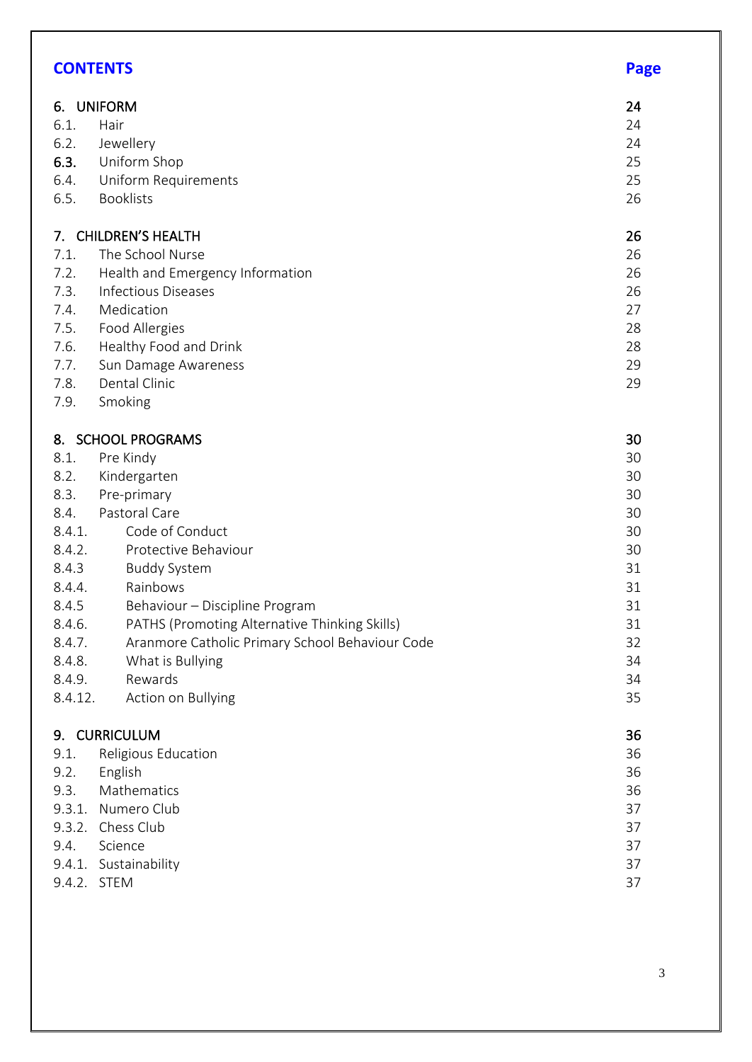## CONTENTS

| | | Page |
|---|---|---|
| **6.** | **UNIFORM** | **24** |
| 6.1. | Hair | 24 |
| 6.2. | Jewellery | 24 |
| **6.3.** | Uniform Shop | 25 |
| 6.4. | Uniform Requirements | 25 |
| 6.5. | Booklists | 26 |
| **7.** | **CHILDREN'S HEALTH** | **26** |
| 7.1. | The School Nurse | 26 |
| 7.2. | Health and Emergency Information | 26 |
| 7.3. | Infectious Diseases | 26 |
| 7.4. | Medication | 27 |
| 7.5. | Food Allergies | 28 |
| 7.6. | Healthy Food and Drink | 28 |
| 7.7. | Sun Damage Awareness | 29 |
| 7.8. | Dental Clinic | 29 |
| 7.9. | Smoking | |
| **8.** | **SCHOOL PROGRAMS** | **30** |
| 8.1. | Pre Kindy | 30 |
| 8.2. | Kindergarten | 30 |
| 8.3. | Pre-primary | 30 |
| 8.4. | Pastoral Care | 30 |
| 8.4.1. | Code of Conduct | 30 |
| 8.4.2. | Protective Behaviour | 30 |
| 8.4.3 | Buddy System | 31 |
| 8.4.4. | Rainbows | 31 |
| 8.4.5 | Behaviour – Discipline Program | 31 |
| 8.4.6. | PATHS (Promoting Alternative Thinking Skills) | 31 |
| 8.4.7. | Aranmore Catholic Primary School Behaviour Code | 32 |
| 8.4.8. | What is Bullying | 34 |
| 8.4.9. | Rewards | 34 |
| 8.4.12. | Action on Bullying | 35 |
| **9.** | **CURRICULUM** | **36** |
| 9.1. | Religious Education | 36 |
| 9.2. | English | 36 |
| 9.3. | Mathematics | 36 |
| 9.3.1. | Numero Club | 37 |
| 9.3.2. | Chess Club | 37 |
| 9.4. | Science | 37 |
| 9.4.1. | Sustainability | 37 |
| 9.4.2. | STEM | 37 |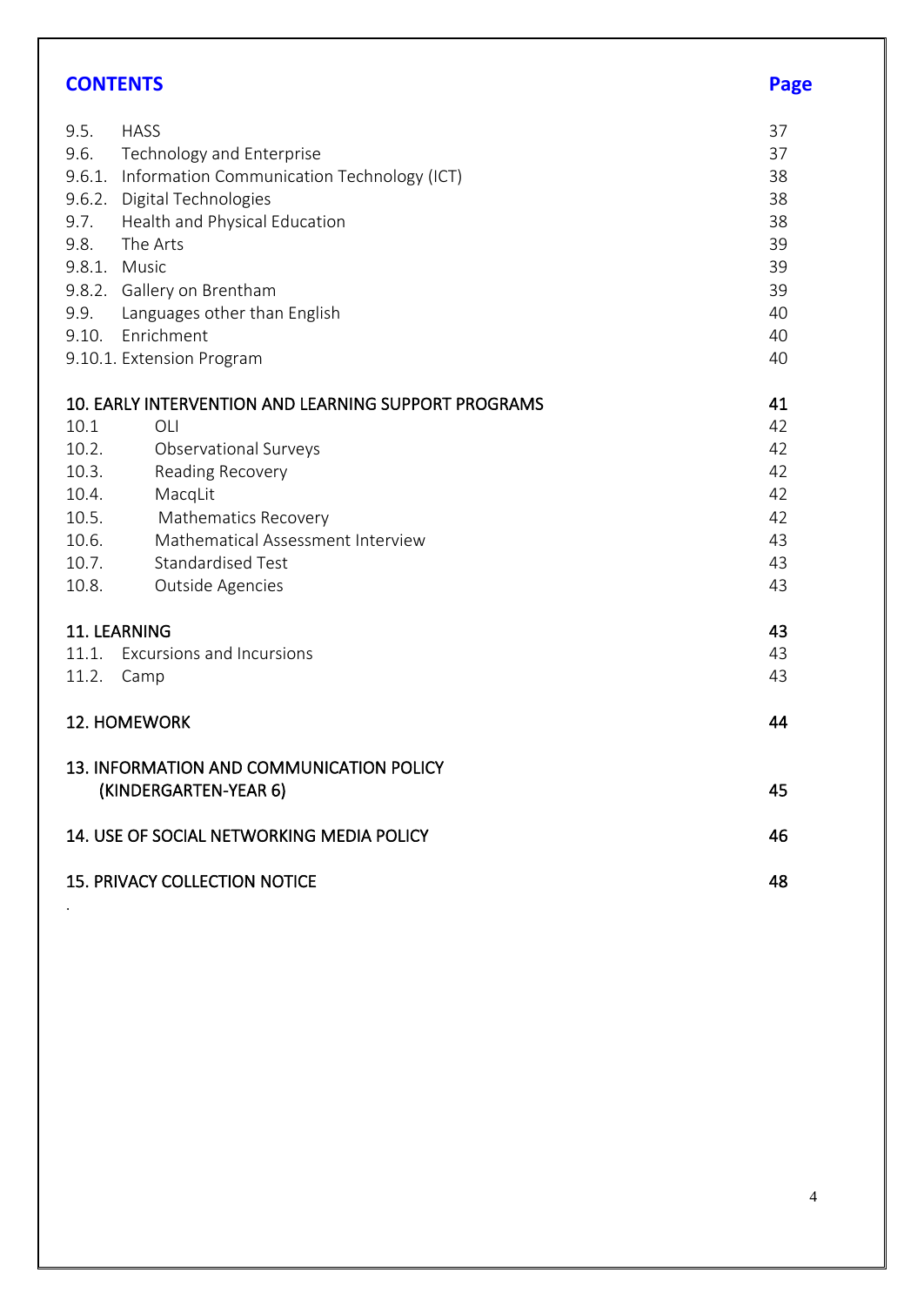## CONTENTS

| | | Page |
|---|---|---|
| 9.5. | HASS | 37 |
| 9.6. | Technology and Enterprise | 37 |
| 9.6.1. | Information Communication Technology (ICT) | 38 |
| 9.6.2. | Digital Technologies | 38 |
| 9.7. | Health and Physical Education | 38 |
| 9.8. | The Arts | 39 |
| 9.8.1. | Music | 39 |
| 9.8.2. | Gallery on Brentham | 39 |
| 9.9. | Languages other than English | 40 |
| 9.10. | Enrichment | 40 |
| 9.10.1. | Extension Program | 40 |
| **10. EARLY INTERVENTION AND LEARNING SUPPORT PROGRAMS** | | **41** |
| 10.1 | OLI | 42 |
| 10.2. | Observational Surveys | 42 |
| 10.3. | Reading Recovery | 42 |
| 10.4. | MacqLit | 42 |
| 10.5. | Mathematics Recovery | 42 |
| 10.6. | Mathematical Assessment Interview | 43 |
| 10.7. | Standardised Test | 43 |
| 10.8. | Outside Agencies | 43 |
| **11. LEARNING** | | **43** |
| 11.1. | Excursions and Incursions | 43 |
| 11.2. | Camp | 43 |
| **12. HOMEWORK** | | **44** |
| **13. INFORMATION AND COMMUNICATION POLICY (KINDERGARTEN-YEAR 6)** | | **45** |
| **14. USE OF SOCIAL NETWORKING MEDIA POLICY** | | **46** |
| **15. PRIVACY COLLECTION NOTICE** | | **48** |

.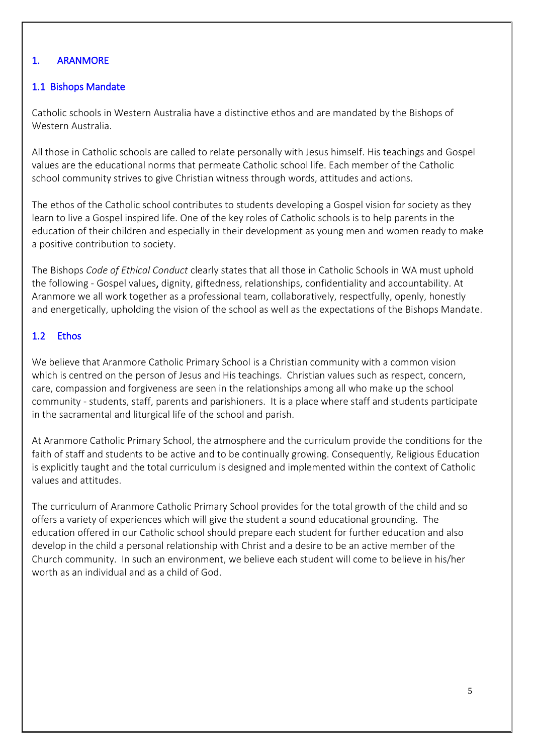# 1. ARANMORE

## 1.1 Bishops Mandate

Catholic schools in Western Australia have a distinctive ethos and are mandated by the Bishops of Western Australia.

All those in Catholic schools are called to relate personally with Jesus himself. His teachings and Gospel values are the educational norms that permeate Catholic school life. Each member of the Catholic school community strives to give Christian witness through words, attitudes and actions.

The ethos of the Catholic school contributes to students developing a Gospel vision for society as they learn to live a Gospel inspired life. One of the key roles of Catholic schools is to help parents in the education of their children and especially in their development as young men and women ready to make a positive contribution to society.

The Bishops *Code of Ethical Conduct* clearly states that all those in Catholic Schools in WA must uphold the following - Gospel values, dignity, giftedness, relationships, confidentiality and accountability. At Aranmore we all work together as a professional team, collaboratively, respectfully, openly, honestly and energetically, upholding the vision of the school as well as the expectations of the Bishops Mandate.

## 1.2 Ethos

We believe that Aranmore Catholic Primary School is a Christian community with a common vision which is centred on the person of Jesus and His teachings. Christian values such as respect, concern, care, compassion and forgiveness are seen in the relationships among all who make up the school community - students, staff, parents and parishioners. It is a place where staff and students participate in the sacramental and liturgical life of the school and parish.

At Aranmore Catholic Primary School, the atmosphere and the curriculum provide the conditions for the faith of staff and students to be active and to be continually growing. Consequently, Religious Education is explicitly taught and the total curriculum is designed and implemented within the context of Catholic values and attitudes.

The curriculum of Aranmore Catholic Primary School provides for the total growth of the child and so offers a variety of experiences which will give the student a sound educational grounding. The education offered in our Catholic school should prepare each student for further education and also develop in the child a personal relationship with Christ and a desire to be an active member of the Church community. In such an environment, we believe each student will come to believe in his/her worth as an individual and as a child of God.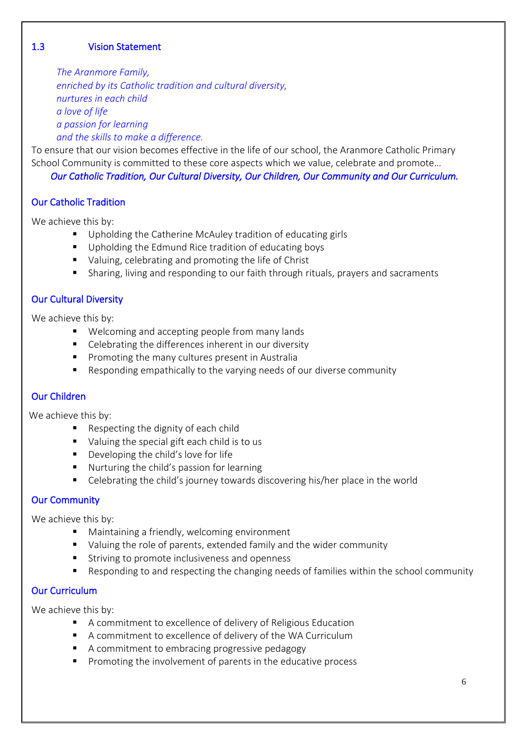## 1.3 Vision Statement

*The Aranmore Family,*
*enriched by its Catholic tradition and cultural diversity,*
*nurtures in each child*
*a love of life*
*a passion for learning*
*and the skills to make a difference.*

To ensure that our vision becomes effective in the life of our school, the Aranmore Catholic Primary School Community is committed to these core aspects which we value, celebrate and promote…

***Our Catholic Tradition, Our Cultural Diversity, Our Children, Our Community and Our Curriculum.***

### Our Catholic Tradition

We achieve this by:

- Upholding the Catherine McAuley tradition of educating girls
- Upholding the Edmund Rice tradition of educating boys
- Valuing, celebrating and promoting the life of Christ
- Sharing, living and responding to our faith through rituals, prayers and sacraments

### Our Cultural Diversity

We achieve this by:

- Welcoming and accepting people from many lands
- Celebrating the differences inherent in our diversity
- Promoting the many cultures present in Australia
- Responding empathically to the varying needs of our diverse community

### Our Children

We achieve this by:

- Respecting the dignity of each child
- Valuing the special gift each child is to us
- Developing the child's love for life
- Nurturing the child's passion for learning
- Celebrating the child's journey towards discovering his/her place in the world

### Our Community

We achieve this by:

- Maintaining a friendly, welcoming environment
- Valuing the role of parents, extended family and the wider community
- Striving to promote inclusiveness and openness
- Responding to and respecting the changing needs of families within the school community

### Our Curriculum

We achieve this by:

- A commitment to excellence of delivery of Religious Education
- A commitment to excellence of delivery of the WA Curriculum
- A commitment to embracing progressive pedagogy
- Promoting the involvement of parents in the educative process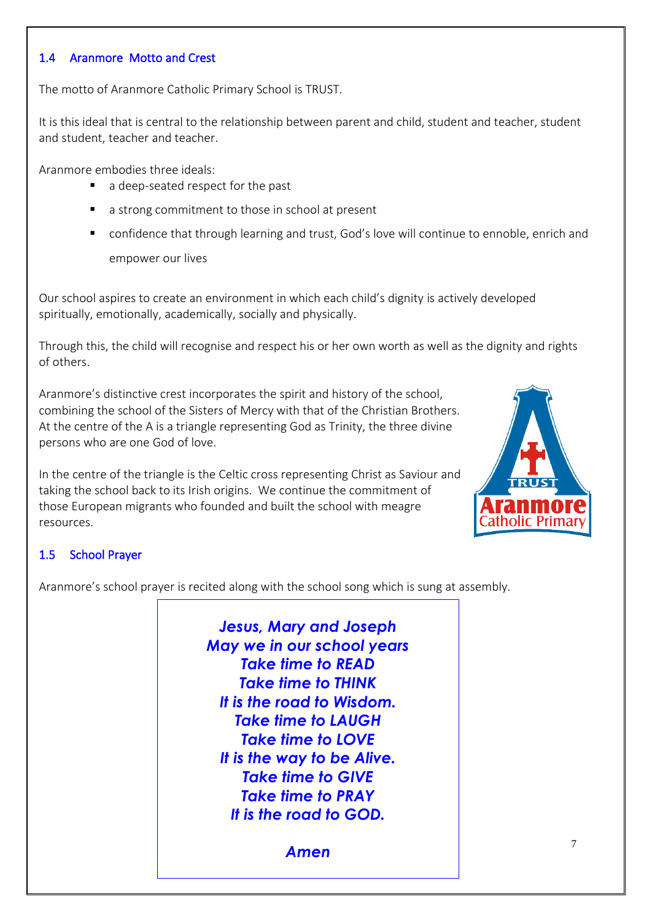## 1.4 Aranmore Motto and Crest

The motto of Aranmore Catholic Primary School is TRUST.

It is this ideal that is central to the relationship between parent and child, student and teacher, student and student, teacher and teacher.

Aranmore embodies three ideals:

- a deep-seated respect for the past
- a strong commitment to those in school at present
- confidence that through learning and trust, God's love will continue to ennoble, enrich and empower our lives

Our school aspires to create an environment in which each child's dignity is actively developed spiritually, emotionally, academically, socially and physically.

Through this, the child will recognise and respect his or her own worth as well as the dignity and rights of others.

Aranmore's distinctive crest incorporates the spirit and history of the school, combining the school of the Sisters of Mercy with that of the Christian Brothers. At the centre of the A is a triangle representing God as Trinity, the three divine persons who are one God of love.

In the centre of the triangle is the Celtic cross representing Christ as Saviour and taking the school back to its Irish origins. We continue the commitment of those European migrants who founded and built the school with meagre resources.

## 1.5 School Prayer

Aranmore's school prayer is recited along with the school song which is sung at assembly.

***Jesus, Mary and Joseph***
***May we in our school years***
***Take time to READ***
***Take time to THINK***
***It is the road to Wisdom.***
***Take time to LAUGH***
***Take time to LOVE***
***It is the way to be Alive.***
***Take time to GIVE***
***Take time to PRAY***
***It is the road to GOD.***

***Amen***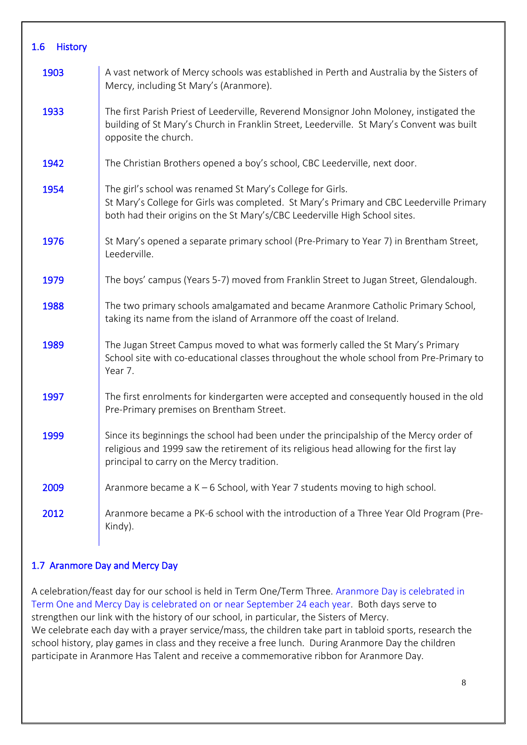## 1.6 History

| | |
|---|---|
| 1903 | A vast network of Mercy schools was established in Perth and Australia by the Sisters of Mercy, including St Mary's (Aranmore). |
| 1933 | The first Parish Priest of Leederville, Reverend Monsignor John Moloney, instigated the building of St Mary's Church in Franklin Street, Leederville. St Mary's Convent was built opposite the church. |
| 1942 | The Christian Brothers opened a boy's school, CBC Leederville, next door. |
| 1954 | The girl's school was renamed St Mary's College for Girls. St Mary's College for Girls was completed. St Mary's Primary and CBC Leederville Primary both had their origins on the St Mary's/CBC Leederville High School sites. |
| 1976 | St Mary's opened a separate primary school (Pre-Primary to Year 7) in Brentham Street, Leederville. |
| 1979 | The boys' campus (Years 5-7) moved from Franklin Street to Jugan Street, Glendalough. |
| 1988 | The two primary schools amalgamated and became Aranmore Catholic Primary School, taking its name from the island of Arranmore off the coast of Ireland. |
| 1989 | The Jugan Street Campus moved to what was formerly called the St Mary's Primary School site with co-educational classes throughout the whole school from Pre-Primary to Year 7. |
| 1997 | The first enrolments for kindergarten were accepted and consequently housed in the old Pre-Primary premises on Brentham Street. |
| 1999 | Since its beginnings the school had been under the principalship of the Mercy order of religious and 1999 saw the retirement of its religious head allowing for the first lay principal to carry on the Mercy tradition. |
| 2009 | Aranmore became a K – 6 School, with Year 7 students moving to high school. |
| 2012 | Aranmore became a PK-6 school with the introduction of a Three Year Old Program (Pre-Kindy). |

## 1.7 Aranmore Day and Mercy Day

A celebration/feast day for our school is held in Term One/Term Three. Aranmore Day is celebrated in Term One and Mercy Day is celebrated on or near September 24 each year. Both days serve to strengthen our link with the history of our school, in particular, the Sisters of Mercy.
We celebrate each day with a prayer service/mass, the children take part in tabloid sports, research the school history, play games in class and they receive a free lunch. During Aranmore Day the children participate in Aranmore Has Talent and receive a commemorative ribbon for Aranmore Day.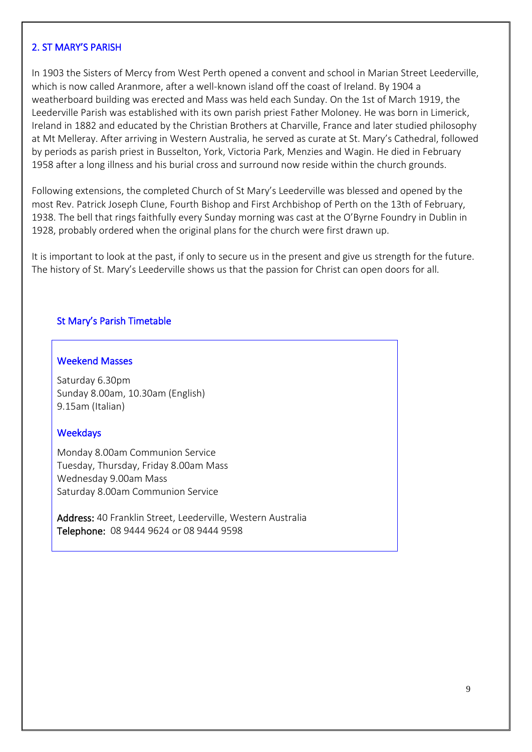## 2. ST MARY'S PARISH

In 1903 the Sisters of Mercy from West Perth opened a convent and school in Marian Street Leederville, which is now called Aranmore, after a well-known island off the coast of Ireland. By 1904 a weatherboard building was erected and Mass was held each Sunday. On the 1st of March 1919, the Leederville Parish was established with its own parish priest Father Moloney. He was born in Limerick, Ireland in 1882 and educated by the Christian Brothers at Charville, France and later studied philosophy at Mt Melleray. After arriving in Western Australia, he served as curate at St. Mary's Cathedral, followed by periods as parish priest in Busselton, York, Victoria Park, Menzies and Wagin. He died in February 1958 after a long illness and his burial cross and surround now reside within the church grounds.

Following extensions, the completed Church of St Mary's Leederville was blessed and opened by the most Rev. Patrick Joseph Clune, Fourth Bishop and First Archbishop of Perth on the 13th of February, 1938. The bell that rings faithfully every Sunday morning was cast at the O'Byrne Foundry in Dublin in 1928, probably ordered when the original plans for the church were first drawn up.

It is important to look at the past, if only to secure us in the present and give us strength for the future. The history of St. Mary's Leederville shows us that the passion for Christ can open doors for all.

### St Mary's Parish Timetable

#### Weekend Masses

Saturday 6.30pm
Sunday 8.00am, 10.30am (English)
9.15am (Italian)

#### Weekdays

Monday 8.00am Communion Service
Tuesday, Thursday, Friday 8.00am Mass
Wednesday 9.00am Mass
Saturday 8.00am Communion Service

**Address:** 40 Franklin Street, Leederville, Western Australia
**Telephone:** 08 9444 9624 or 08 9444 9598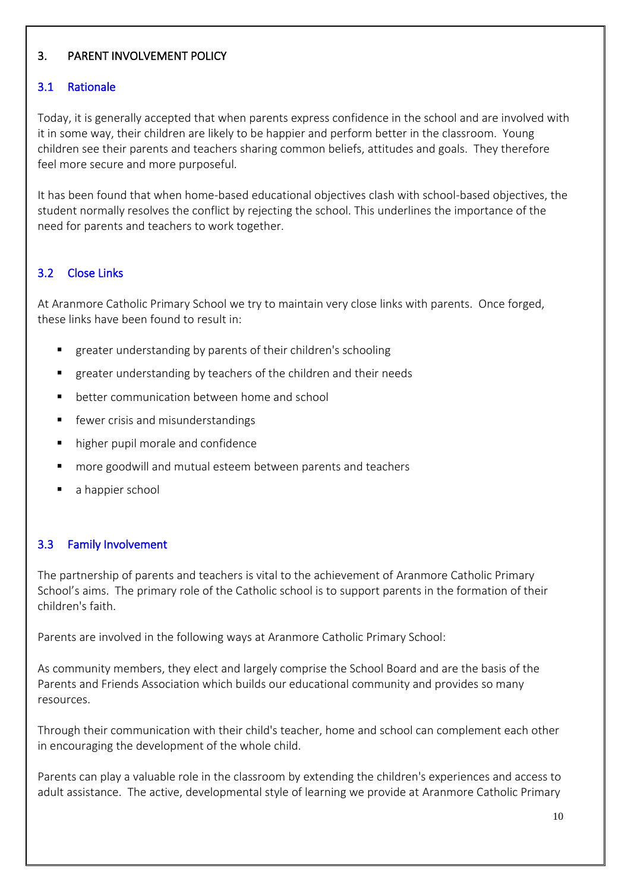## 3. PARENT INVOLVEMENT POLICY

### 3.1 Rationale

Today, it is generally accepted that when parents express confidence in the school and are involved with it in some way, their children are likely to be happier and perform better in the classroom. Young children see their parents and teachers sharing common beliefs, attitudes and goals. They therefore feel more secure and more purposeful.

It has been found that when home-based educational objectives clash with school-based objectives, the student normally resolves the conflict by rejecting the school. This underlines the importance of the need for parents and teachers to work together.

### 3.2 Close Links

At Aranmore Catholic Primary School we try to maintain very close links with parents. Once forged, these links have been found to result in:

- greater understanding by parents of their children's schooling
- greater understanding by teachers of the children and their needs
- better communication between home and school
- fewer crisis and misunderstandings
- higher pupil morale and confidence
- more goodwill and mutual esteem between parents and teachers
- a happier school

### 3.3 Family Involvement

The partnership of parents and teachers is vital to the achievement of Aranmore Catholic Primary School's aims. The primary role of the Catholic school is to support parents in the formation of their children's faith.

Parents are involved in the following ways at Aranmore Catholic Primary School:

As community members, they elect and largely comprise the School Board and are the basis of the Parents and Friends Association which builds our educational community and provides so many resources.

Through their communication with their child's teacher, home and school can complement each other in encouraging the development of the whole child.

Parents can play a valuable role in the classroom by extending the children's experiences and access to adult assistance. The active, developmental style of learning we provide at Aranmore Catholic Primary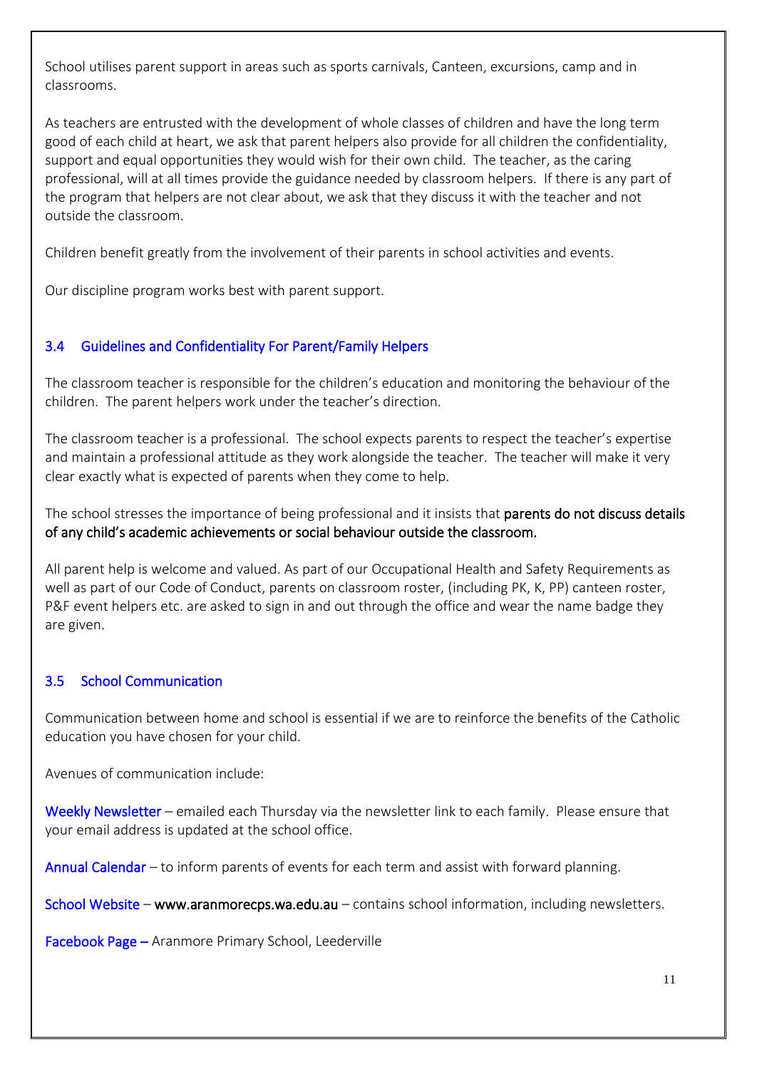School utilises parent support in areas such as sports carnivals, Canteen, excursions, camp and in classrooms.

As teachers are entrusted with the development of whole classes of children and have the long term good of each child at heart, we ask that parent helpers also provide for all children the confidentiality, support and equal opportunities they would wish for their own child. The teacher, as the caring professional, will at all times provide the guidance needed by classroom helpers. If there is any part of the program that helpers are not clear about, we ask that they discuss it with the teacher and not outside the classroom.

Children benefit greatly from the involvement of their parents in school activities and events.

Our discipline program works best with parent support.

### 3.4 Guidelines and Confidentiality For Parent/Family Helpers

The classroom teacher is responsible for the children's education and monitoring the behaviour of the children. The parent helpers work under the teacher's direction.

The classroom teacher is a professional. The school expects parents to respect the teacher's expertise and maintain a professional attitude as they work alongside the teacher. The teacher will make it very clear exactly what is expected of parents when they come to help.

The school stresses the importance of being professional and it insists that **parents do not discuss details of any child's academic achievements or social behaviour outside the classroom.**

All parent help is welcome and valued. As part of our Occupational Health and Safety Requirements as well as part of our Code of Conduct, parents on classroom roster, (including PK, K, PP) canteen roster, P&F event helpers etc. are asked to sign in and out through the office and wear the name badge they are given.

### 3.5 School Communication

Communication between home and school is essential if we are to reinforce the benefits of the Catholic education you have chosen for your child.

Avenues of communication include:

**Weekly Newsletter** – emailed each Thursday via the newsletter link to each family. Please ensure that your email address is updated at the school office.

**Annual Calendar** – to inform parents of events for each term and assist with forward planning.

**School Website** – **www.aranmorecps.wa.edu.au** – contains school information, including newsletters.

**Facebook Page –** Aranmore Primary School, Leederville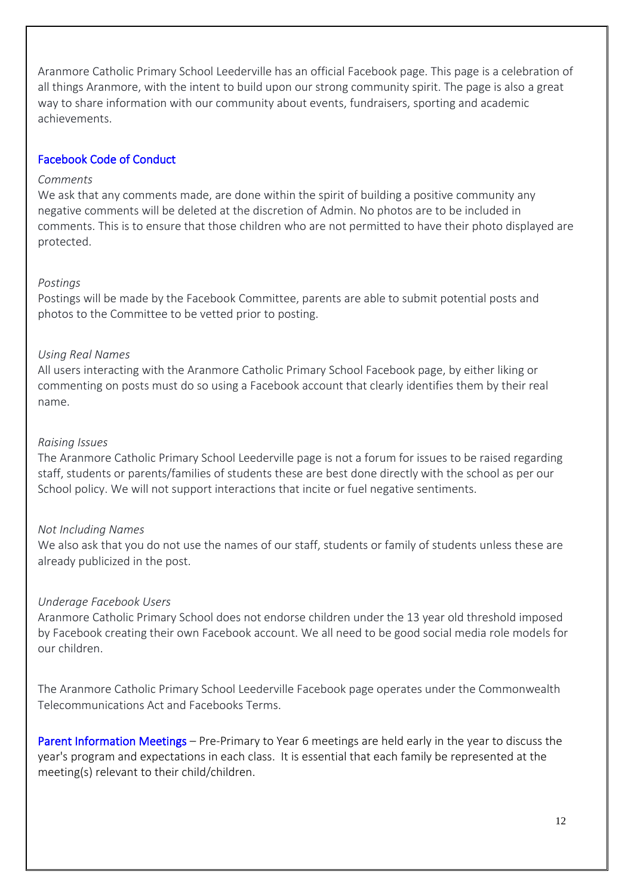Aranmore Catholic Primary School Leederville has an official Facebook page. This page is a celebration of all things Aranmore, with the intent to build upon our strong community spirit. The page is also a great way to share information with our community about events, fundraisers, sporting and academic achievements.

## Facebook Code of Conduct

*Comments*

We ask that any comments made, are done within the spirit of building a positive community any negative comments will be deleted at the discretion of Admin. No photos are to be included in comments. This is to ensure that those children who are not permitted to have their photo displayed are protected.

*Postings*

Postings will be made by the Facebook Committee, parents are able to submit potential posts and photos to the Committee to be vetted prior to posting.

*Using Real Names*

All users interacting with the Aranmore Catholic Primary School Facebook page, by either liking or commenting on posts must do so using a Facebook account that clearly identifies them by their real name.

*Raising Issues*

The Aranmore Catholic Primary School Leederville page is not a forum for issues to be raised regarding staff, students or parents/families of students these are best done directly with the school as per our School policy. We will not support interactions that incite or fuel negative sentiments.

*Not Including Names*

We also ask that you do not use the names of our staff, students or family of students unless these are already publicized in the post.

*Underage Facebook Users*

Aranmore Catholic Primary School does not endorse children under the 13 year old threshold imposed by Facebook creating their own Facebook account. We all need to be good social media role models for our children.

The Aranmore Catholic Primary School Leederville Facebook page operates under the Commonwealth Telecommunications Act and Facebooks Terms.

**Parent Information Meetings** – Pre-Primary to Year 6 meetings are held early in the year to discuss the year's program and expectations in each class. It is essential that each family be represented at the meeting(s) relevant to their child/children.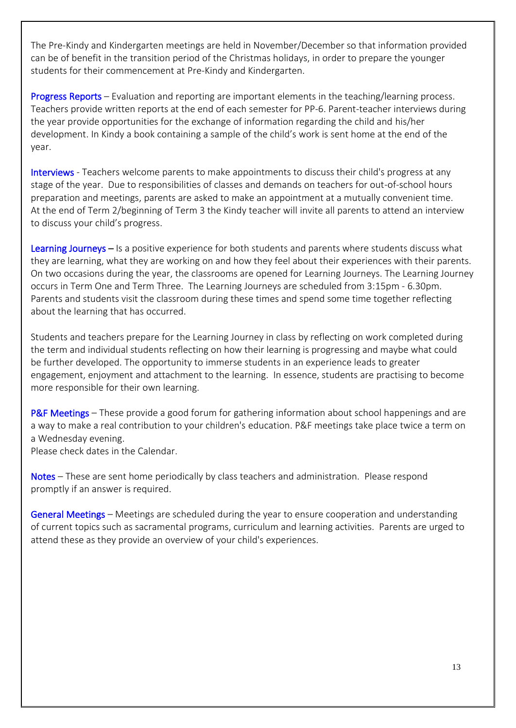The Pre-Kindy and Kindergarten meetings are held in November/December so that information provided can be of benefit in the transition period of the Christmas holidays, in order to prepare the younger students for their commencement at Pre-Kindy and Kindergarten.

**Progress Reports** – Evaluation and reporting are important elements in the teaching/learning process. Teachers provide written reports at the end of each semester for PP-6. Parent-teacher interviews during the year provide opportunities for the exchange of information regarding the child and his/her development. In Kindy a book containing a sample of the child's work is sent home at the end of the year.

**Interviews** - Teachers welcome parents to make appointments to discuss their child's progress at any stage of the year. Due to responsibilities of classes and demands on teachers for out-of-school hours preparation and meetings, parents are asked to make an appointment at a mutually convenient time. At the end of Term 2/beginning of Term 3 the Kindy teacher will invite all parents to attend an interview to discuss your child's progress.

**Learning Journeys** – Is a positive experience for both students and parents where students discuss what they are learning, what they are working on and how they feel about their experiences with their parents. On two occasions during the year, the classrooms are opened for Learning Journeys. The Learning Journey occurs in Term One and Term Three. The Learning Journeys are scheduled from 3:15pm - 6.30pm. Parents and students visit the classroom during these times and spend some time together reflecting about the learning that has occurred.

Students and teachers prepare for the Learning Journey in class by reflecting on work completed during the term and individual students reflecting on how their learning is progressing and maybe what could be further developed. The opportunity to immerse students in an experience leads to greater engagement, enjoyment and attachment to the learning. In essence, students are practising to become more responsible for their own learning.

**P&F Meetings** – These provide a good forum for gathering information about school happenings and are a way to make a real contribution to your children's education. P&F meetings take place twice a term on a Wednesday evening.
Please check dates in the Calendar.

**Notes** – These are sent home periodically by class teachers and administration. Please respond promptly if an answer is required.

**General Meetings** – Meetings are scheduled during the year to ensure cooperation and understanding of current topics such as sacramental programs, curriculum and learning activities. Parents are urged to attend these as they provide an overview of your child's experiences.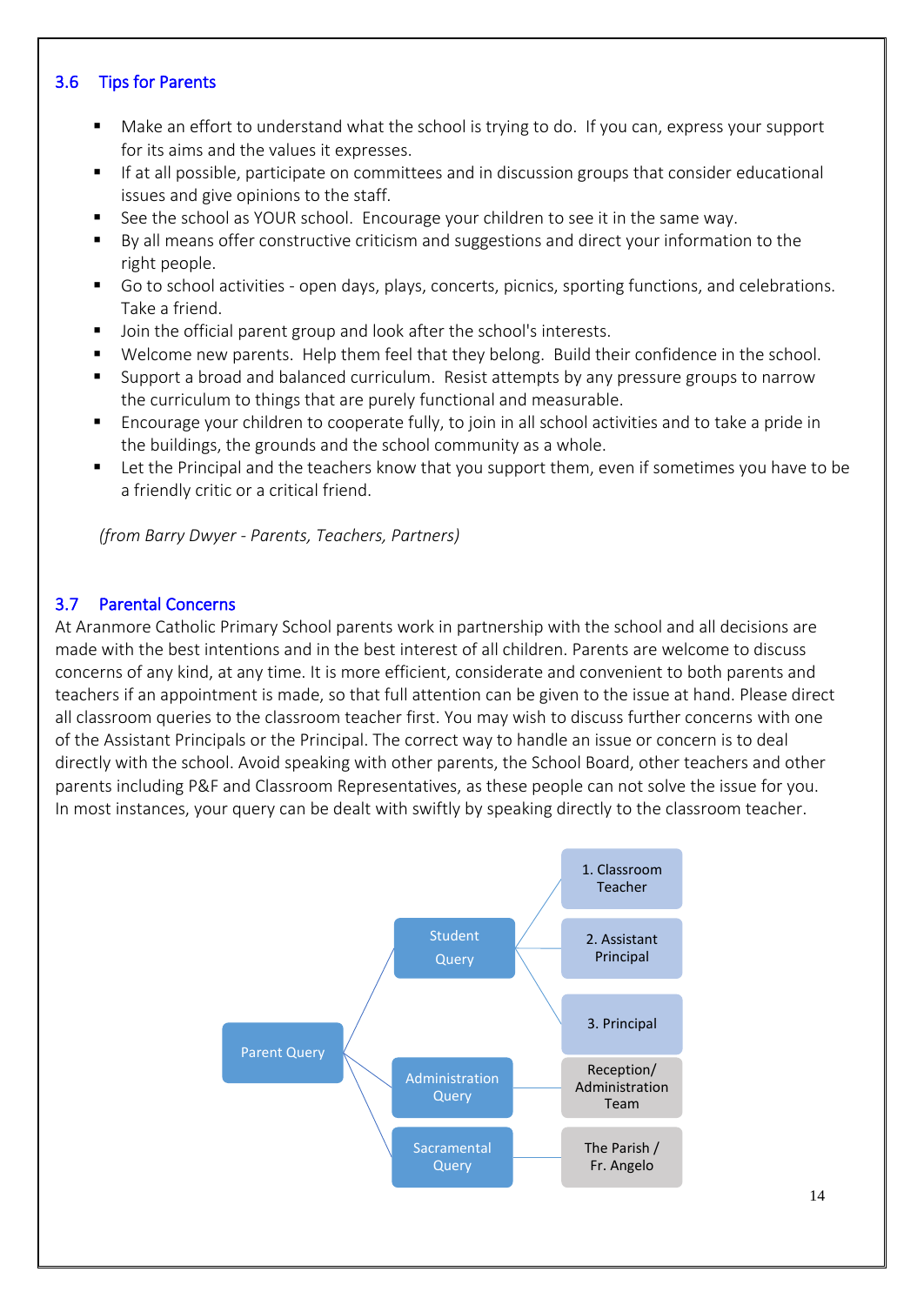### 3.6 Tips for Parents

- Make an effort to understand what the school is trying to do. If you can, express your support for its aims and the values it expresses.
- If at all possible, participate on committees and in discussion groups that consider educational issues and give opinions to the staff.
- See the school as YOUR school. Encourage your children to see it in the same way.
- By all means offer constructive criticism and suggestions and direct your information to the right people.
- Go to school activities - open days, plays, concerts, picnics, sporting functions, and celebrations. Take a friend.
- Join the official parent group and look after the school's interests.
- Welcome new parents. Help them feel that they belong. Build their confidence in the school.
- Support a broad and balanced curriculum. Resist attempts by any pressure groups to narrow the curriculum to things that are purely functional and measurable.
- Encourage your children to cooperate fully, to join in all school activities and to take a pride in the buildings, the grounds and the school community as a whole.
- Let the Principal and the teachers know that you support them, even if sometimes you have to be a friendly critic or a critical friend.

*(from Barry Dwyer - Parents, Teachers, Partners)*

### 3.7 Parental Concerns

At Aranmore Catholic Primary School parents work in partnership with the school and all decisions are made with the best intentions and in the best interest of all children. Parents are welcome to discuss concerns of any kind, at any time. It is more efficient, considerate and convenient to both parents and teachers if an appointment is made, so that full attention can be given to the issue at hand. Please direct all classroom queries to the classroom teacher first. You may wish to discuss further concerns with one of the Assistant Principals or the Principal. The correct way to handle an issue or concern is to deal directly with the school. Avoid speaking with other parents, the School Board, other teachers and other parents including P&F and Classroom Representatives, as these people can not solve the issue for you. In most instances, your query can be dealt with swiftly by speaking directly to the classroom teacher.

- Parent Query
  - Student Query
    - 1. Classroom Teacher
    - 2. Assistant Principal
    - 3. Principal
  - Administration Query
    - Reception/ Administration Team
  - Sacramental Query
    - The Parish / Fr. Angelo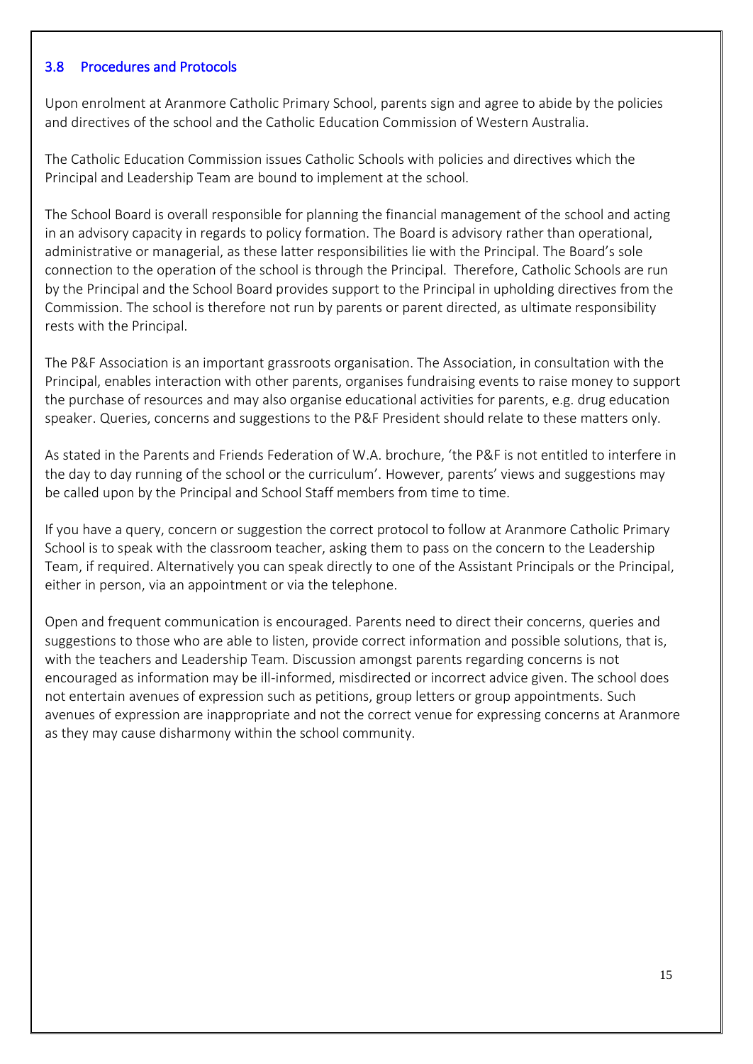### 3.8 Procedures and Protocols

Upon enrolment at Aranmore Catholic Primary School, parents sign and agree to abide by the policies and directives of the school and the Catholic Education Commission of Western Australia.

The Catholic Education Commission issues Catholic Schools with policies and directives which the Principal and Leadership Team are bound to implement at the school.

The School Board is overall responsible for planning the financial management of the school and acting in an advisory capacity in regards to policy formation. The Board is advisory rather than operational, administrative or managerial, as these latter responsibilities lie with the Principal. The Board's sole connection to the operation of the school is through the Principal. Therefore, Catholic Schools are run by the Principal and the School Board provides support to the Principal in upholding directives from the Commission. The school is therefore not run by parents or parent directed, as ultimate responsibility rests with the Principal.

The P&F Association is an important grassroots organisation. The Association, in consultation with the Principal, enables interaction with other parents, organises fundraising events to raise money to support the purchase of resources and may also organise educational activities for parents, e.g. drug education speaker. Queries, concerns and suggestions to the P&F President should relate to these matters only.

As stated in the Parents and Friends Federation of W.A. brochure, 'the P&F is not entitled to interfere in the day to day running of the school or the curriculum'. However, parents' views and suggestions may be called upon by the Principal and School Staff members from time to time.

If you have a query, concern or suggestion the correct protocol to follow at Aranmore Catholic Primary School is to speak with the classroom teacher, asking them to pass on the concern to the Leadership Team, if required. Alternatively you can speak directly to one of the Assistant Principals or the Principal, either in person, via an appointment or via the telephone.

Open and frequent communication is encouraged. Parents need to direct their concerns, queries and suggestions to those who are able to listen, provide correct information and possible solutions, that is, with the teachers and Leadership Team. Discussion amongst parents regarding concerns is not encouraged as information may be ill-informed, misdirected or incorrect advice given. The school does not entertain avenues of expression such as petitions, group letters or group appointments. Such avenues of expression are inappropriate and not the correct venue for expressing concerns at Aranmore as they may cause disharmony within the school community.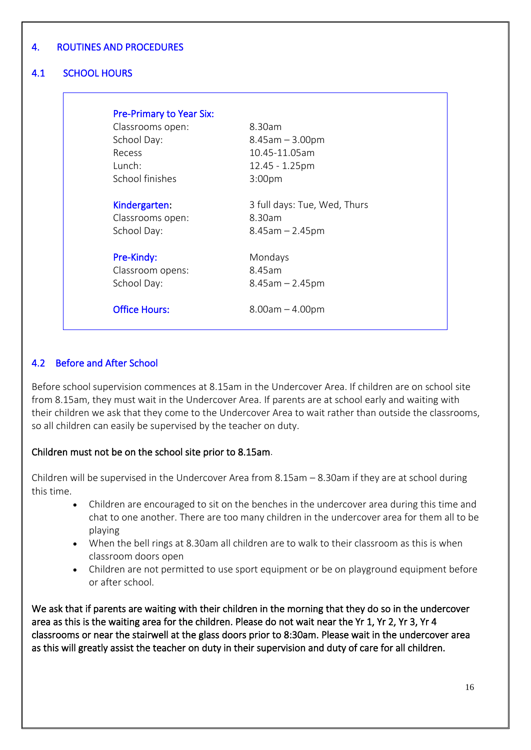## 4. ROUTINES AND PROCEDURES

### 4.1 SCHOOL HOURS

| | |
|---|---|
| **Pre-Primary to Year Six:** | |
| Classrooms open: | 8.30am |
| School Day: | 8.45am – 3.00pm |
| Recess | 10.45-11.05am |
| Lunch: | 12.45 - 1.25pm |
| School finishes | 3:00pm |
| **Kindergarten:** | 3 full days: Tue, Wed, Thurs |
| Classrooms open: | 8.30am |
| School Day: | 8.45am – 2.45pm |
| **Pre-Kindy:** | Mondays |
| Classroom opens: | 8.45am |
| School Day: | 8.45am – 2.45pm |
| **Office Hours:** | 8.00am – 4.00pm |

### 4.2 Before and After School

Before school supervision commences at 8.15am in the Undercover Area. If children are on school site from 8.15am, they must wait in the Undercover Area. If parents are at school early and waiting with their children we ask that they come to the Undercover Area to wait rather than outside the classrooms, so all children can easily be supervised by the teacher on duty.

**Children must not be on the school site prior to 8.15am.**

Children will be supervised in the Undercover Area from 8.15am – 8.30am if they are at school during this time.

- Children are encouraged to sit on the benches in the undercover area during this time and chat to one another. There are too many children in the undercover area for them all to be playing
- When the bell rings at 8.30am all children are to walk to their classroom as this is when classroom doors open
- Children are not permitted to use sport equipment or be on playground equipment before or after school.

**We ask that if parents are waiting with their children in the morning that they do so in the undercover area as this is the waiting area for the children. Please do not wait near the Yr 1, Yr 2, Yr 3, Yr 4 classrooms or near the stairwell at the glass doors prior to 8:30am. Please wait in the undercover area as this will greatly assist the teacher on duty in their supervision and duty of care for all children.**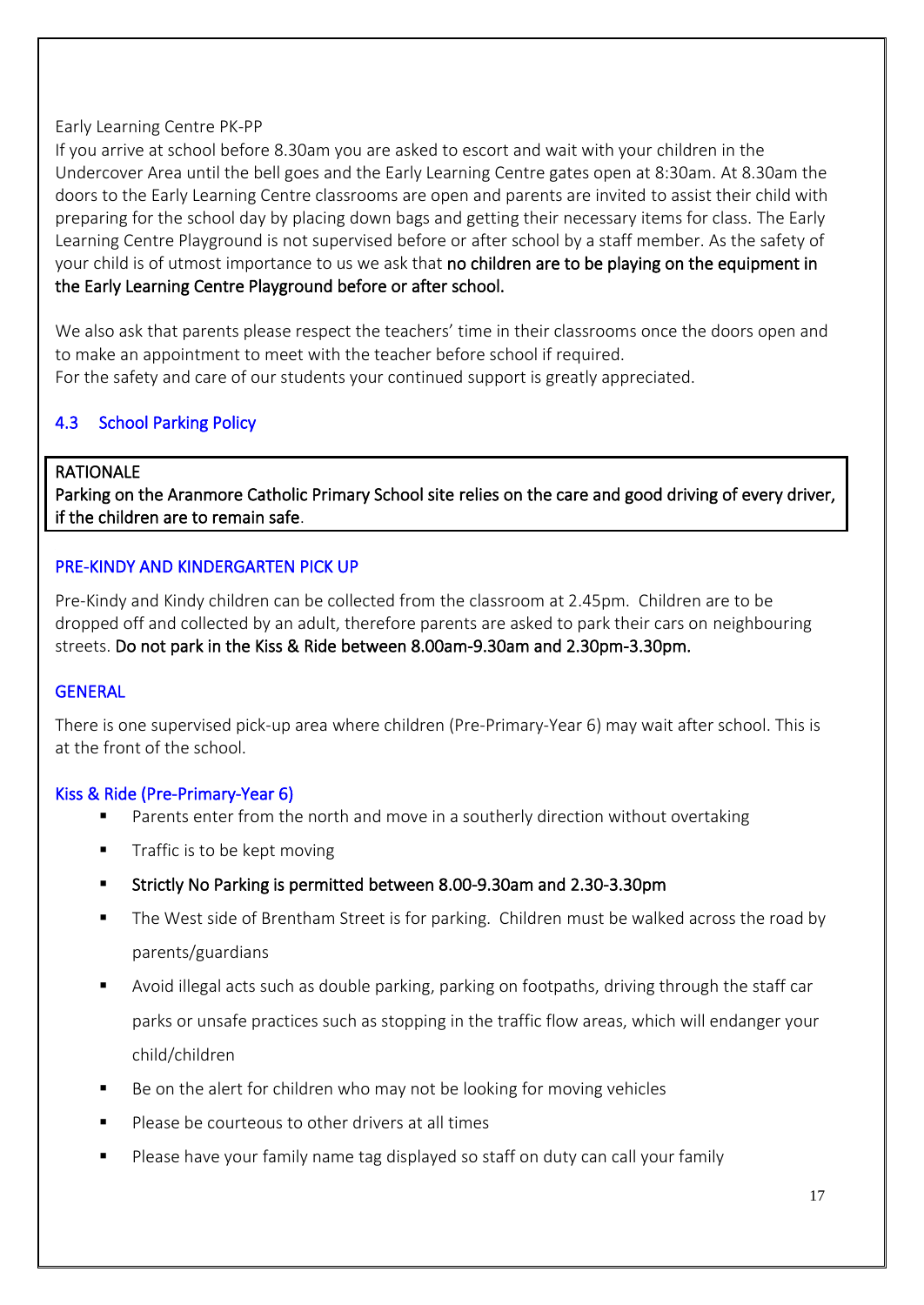Early Learning Centre PK-PP

If you arrive at school before 8.30am you are asked to escort and wait with your children in the Undercover Area until the bell goes and the Early Learning Centre gates open at 8:30am. At 8.30am the doors to the Early Learning Centre classrooms are open and parents are invited to assist their child with preparing for the school day by placing down bags and getting their necessary items for class. The Early Learning Centre Playground is not supervised before or after school by a staff member. As the safety of your child is of utmost importance to us we ask that **no children are to be playing on the equipment in the Early Learning Centre Playground before or after school.**

We also ask that parents please respect the teachers' time in their classrooms once the doors open and to make an appointment to meet with the teacher before school if required.
For the safety and care of our students your continued support is greatly appreciated.

### 4.3 School Parking Policy

RATIONALE
**Parking on the Aranmore Catholic Primary School site relies on the care and good driving of every driver, if the children are to remain safe.**

#### PRE-KINDY AND KINDERGARTEN PICK UP

Pre-Kindy and Kindy children can be collected from the classroom at 2.45pm. Children are to be dropped off and collected by an adult, therefore parents are asked to park their cars on neighbouring streets. **Do not park in the Kiss & Ride between 8.00am-9.30am and 2.30pm-3.30pm.**

#### GENERAL

There is one supervised pick-up area where children (Pre-Primary-Year 6) may wait after school. This is at the front of the school.

#### Kiss & Ride (Pre-Primary-Year 6)

- Parents enter from the north and move in a southerly direction without overtaking
- Traffic is to be kept moving
- **Strictly No Parking is permitted between 8.00-9.30am and 2.30-3.30pm**
- The West side of Brentham Street is for parking. Children must be walked across the road by parents/guardians
- Avoid illegal acts such as double parking, parking on footpaths, driving through the staff car parks or unsafe practices such as stopping in the traffic flow areas, which will endanger your child/children
- Be on the alert for children who may not be looking for moving vehicles
- Please be courteous to other drivers at all times
- Please have your family name tag displayed so staff on duty can call your family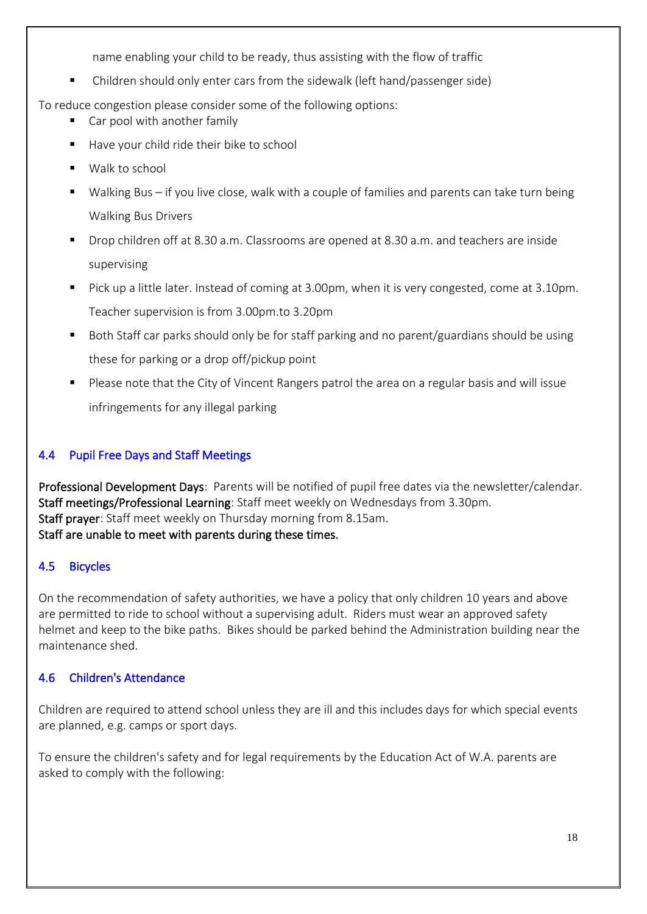name enabling your child to be ready, thus assisting with the flow of traffic

- Children should only enter cars from the sidewalk (left hand/passenger side)

To reduce congestion please consider some of the following options:

- Car pool with another family
- Have your child ride their bike to school
- Walk to school
- Walking Bus – if you live close, walk with a couple of families and parents can take turn being Walking Bus Drivers
- Drop children off at 8.30 a.m. Classrooms are opened at 8.30 a.m. and teachers are inside supervising
- Pick up a little later. Instead of coming at 3.00pm, when it is very congested, come at 3.10pm. Teacher supervision is from 3.00pm.to 3.20pm
- Both Staff car parks should only be for staff parking and no parent/guardians should be using these for parking or a drop off/pickup point
- Please note that the City of Vincent Rangers patrol the area on a regular basis and will issue infringements for any illegal parking

## 4.4 Pupil Free Days and Staff Meetings

**Professional Development Days**: Parents will be notified of pupil free dates via the newsletter/calendar.
**Staff meetings/Professional Learning**: Staff meet weekly on Wednesdays from 3.30pm.
**Staff prayer**: Staff meet weekly on Thursday morning from 8.15am.
**Staff are unable to meet with parents during these times.**

## 4.5 Bicycles

On the recommendation of safety authorities, we have a policy that only children 10 years and above are permitted to ride to school without a supervising adult. Riders must wear an approved safety helmet and keep to the bike paths. Bikes should be parked behind the Administration building near the maintenance shed.

## 4.6 Children's Attendance

Children are required to attend school unless they are ill and this includes days for which special events are planned, e.g. camps or sport days.

To ensure the children's safety and for legal requirements by the Education Act of W.A. parents are asked to comply with the following: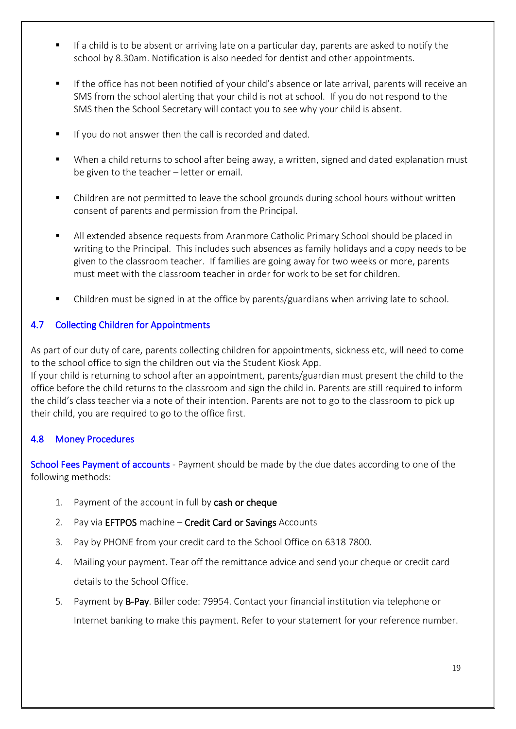- If a child is to be absent or arriving late on a particular day, parents are asked to notify the school by 8.30am. Notification is also needed for dentist and other appointments.
- If the office has not been notified of your child's absence or late arrival, parents will receive an SMS from the school alerting that your child is not at school. If you do not respond to the SMS then the School Secretary will contact you to see why your child is absent.
- If you do not answer then the call is recorded and dated.
- When a child returns to school after being away, a written, signed and dated explanation must be given to the teacher – letter or email.
- Children are not permitted to leave the school grounds during school hours without written consent of parents and permission from the Principal.
- All extended absence requests from Aranmore Catholic Primary School should be placed in writing to the Principal. This includes such absences as family holidays and a copy needs to be given to the classroom teacher. If families are going away for two weeks or more, parents must meet with the classroom teacher in order for work to be set for children.
- Children must be signed in at the office by parents/guardians when arriving late to school.

### 4.7 Collecting Children for Appointments

As part of our duty of care, parents collecting children for appointments, sickness etc, will need to come to the school office to sign the children out via the Student Kiosk App.
If your child is returning to school after an appointment, parents/guardian must present the child to the office before the child returns to the classroom and sign the child in. Parents are still required to inform the child's class teacher via a note of their intention. Parents are not to go to the classroom to pick up their child, you are required to go to the office first.

### 4.8 Money Procedures

School Fees Payment of accounts - Payment should be made by the due dates according to one of the following methods:

1. Payment of the account in full by **cash or cheque**
2. Pay via **EFTPOS** machine – **Credit Card or Savings** Accounts
3. Pay by PHONE from your credit card to the School Office on 6318 7800.
4. Mailing your payment. Tear off the remittance advice and send your cheque or credit card details to the School Office.
5. Payment by **B-Pay**. Biller code: 79954. Contact your financial institution via telephone or Internet banking to make this payment. Refer to your statement for your reference number.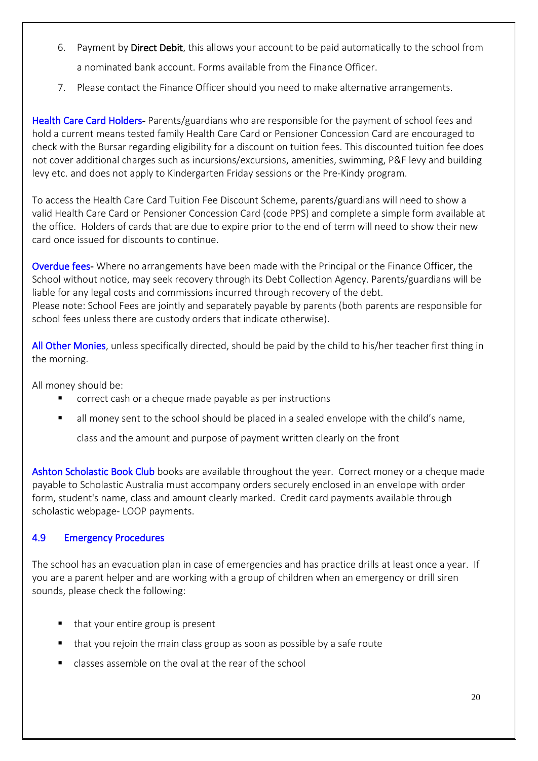6. Payment by **Direct Debit**, this allows your account to be paid automatically to the school from a nominated bank account. Forms available from the Finance Officer.
7. Please contact the Finance Officer should you need to make alternative arrangements.

**Health Care Card Holders-** Parents/guardians who are responsible for the payment of school fees and hold a current means tested family Health Care Card or Pensioner Concession Card are encouraged to check with the Bursar regarding eligibility for a discount on tuition fees. This discounted tuition fee does not cover additional charges such as incursions/excursions, amenities, swimming, P&F levy and building levy etc. and does not apply to Kindergarten Friday sessions or the Pre-Kindy program.

To access the Health Care Card Tuition Fee Discount Scheme, parents/guardians will need to show a valid Health Care Card or Pensioner Concession Card (code PPS) and complete a simple form available at the office. Holders of cards that are due to expire prior to the end of term will need to show their new card once issued for discounts to continue.

**Overdue fees-** Where no arrangements have been made with the Principal or the Finance Officer, the School without notice, may seek recovery through its Debt Collection Agency. Parents/guardians will be liable for any legal costs and commissions incurred through recovery of the debt.
Please note: School Fees are jointly and separately payable by parents (both parents are responsible for school fees unless there are custody orders that indicate otherwise).

**All Other Monies**, unless specifically directed, should be paid by the child to his/her teacher first thing in the morning.

All money should be:

- correct cash or a cheque made payable as per instructions
- all money sent to the school should be placed in a sealed envelope with the child's name, class and the amount and purpose of payment written clearly on the front

**Ashton Scholastic Book Club** books are available throughout the year. Correct money or a cheque made payable to Scholastic Australia must accompany orders securely enclosed in an envelope with order form, student's name, class and amount clearly marked. Credit card payments available through scholastic webpage- LOOP payments.

### 4.9 Emergency Procedures

The school has an evacuation plan in case of emergencies and has practice drills at least once a year. If you are a parent helper and are working with a group of children when an emergency or drill siren sounds, please check the following:

- that your entire group is present
- that you rejoin the main class group as soon as possible by a safe route
- classes assemble on the oval at the rear of the school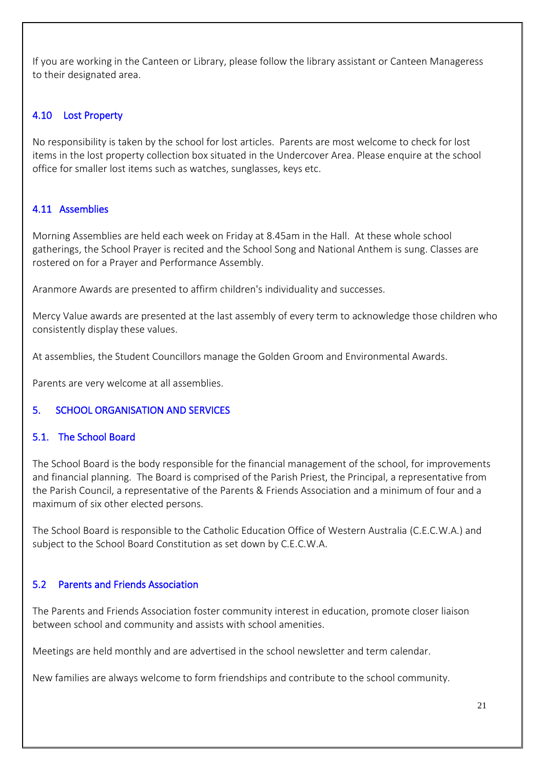If you are working in the Canteen or Library, please follow the library assistant or Canteen Manageress to their designated area.

### 4.10 Lost Property

No responsibility is taken by the school for lost articles. Parents are most welcome to check for lost items in the lost property collection box situated in the Undercover Area. Please enquire at the school office for smaller lost items such as watches, sunglasses, keys etc.

### 4.11 Assemblies

Morning Assemblies are held each week on Friday at 8.45am in the Hall. At these whole school gatherings, the School Prayer is recited and the School Song and National Anthem is sung. Classes are rostered on for a Prayer and Performance Assembly.

Aranmore Awards are presented to affirm children's individuality and successes.

Mercy Value awards are presented at the last assembly of every term to acknowledge those children who consistently display these values.

At assemblies, the Student Councillors manage the Golden Groom and Environmental Awards.

Parents are very welcome at all assemblies.

## 5. SCHOOL ORGANISATION AND SERVICES

### 5.1. The School Board

The School Board is the body responsible for the financial management of the school, for improvements and financial planning. The Board is comprised of the Parish Priest, the Principal, a representative from the Parish Council, a representative of the Parents & Friends Association and a minimum of four and a maximum of six other elected persons.

The School Board is responsible to the Catholic Education Office of Western Australia (C.E.C.W.A.) and subject to the School Board Constitution as set down by C.E.C.W.A.

### 5.2 Parents and Friends Association

The Parents and Friends Association foster community interest in education, promote closer liaison between school and community and assists with school amenities.

Meetings are held monthly and are advertised in the school newsletter and term calendar.

New families are always welcome to form friendships and contribute to the school community.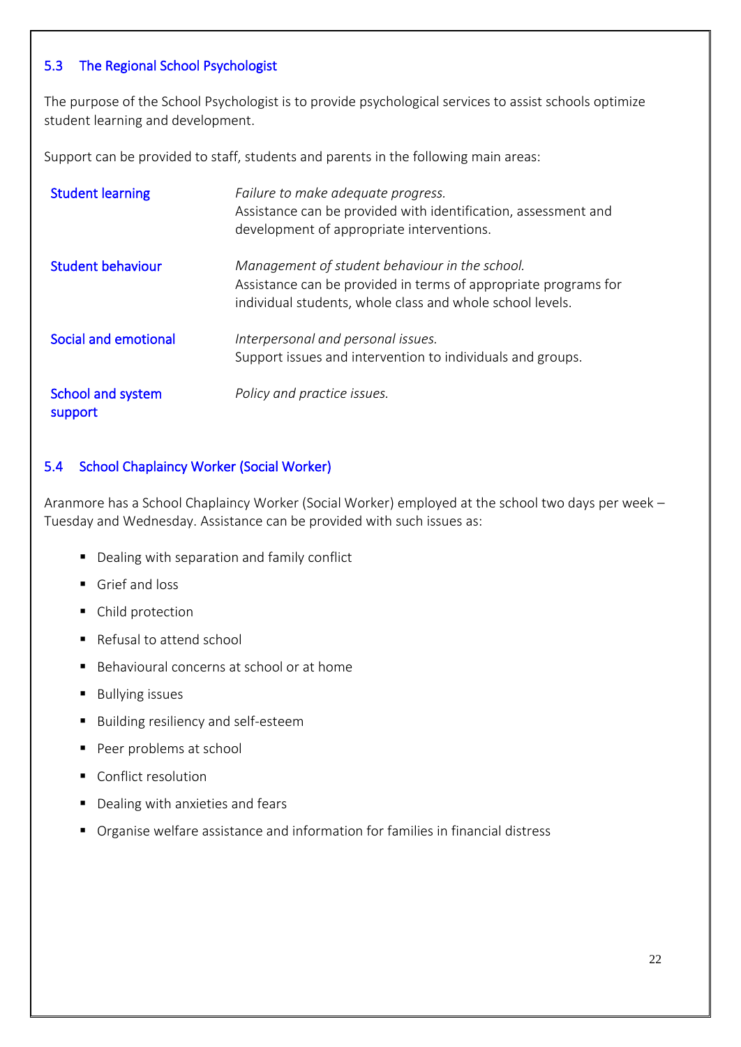### 5.3 The Regional School Psychologist

The purpose of the School Psychologist is to provide psychological services to assist schools optimize student learning and development.

Support can be provided to staff, students and parents in the following main areas:

| | |
|---|---|
| Student learning | *Failure to make adequate progress.* Assistance can be provided with identification, assessment and development of appropriate interventions. |
| Student behaviour | *Management of student behaviour in the school.* Assistance can be provided in terms of appropriate programs for individual students, whole class and whole school levels. |
| Social and emotional | *Interpersonal and personal issues.* Support issues and intervention to individuals and groups. |
| School and system support | *Policy and practice issues.* |

### 5.4 School Chaplaincy Worker (Social Worker)

Aranmore has a School Chaplaincy Worker (Social Worker) employed at the school two days per week – Tuesday and Wednesday. Assistance can be provided with such issues as:

- Dealing with separation and family conflict
- Grief and loss
- Child protection
- Refusal to attend school
- Behavioural concerns at school or at home
- Bullying issues
- Building resiliency and self-esteem
- Peer problems at school
- Conflict resolution
- Dealing with anxieties and fears
- Organise welfare assistance and information for families in financial distress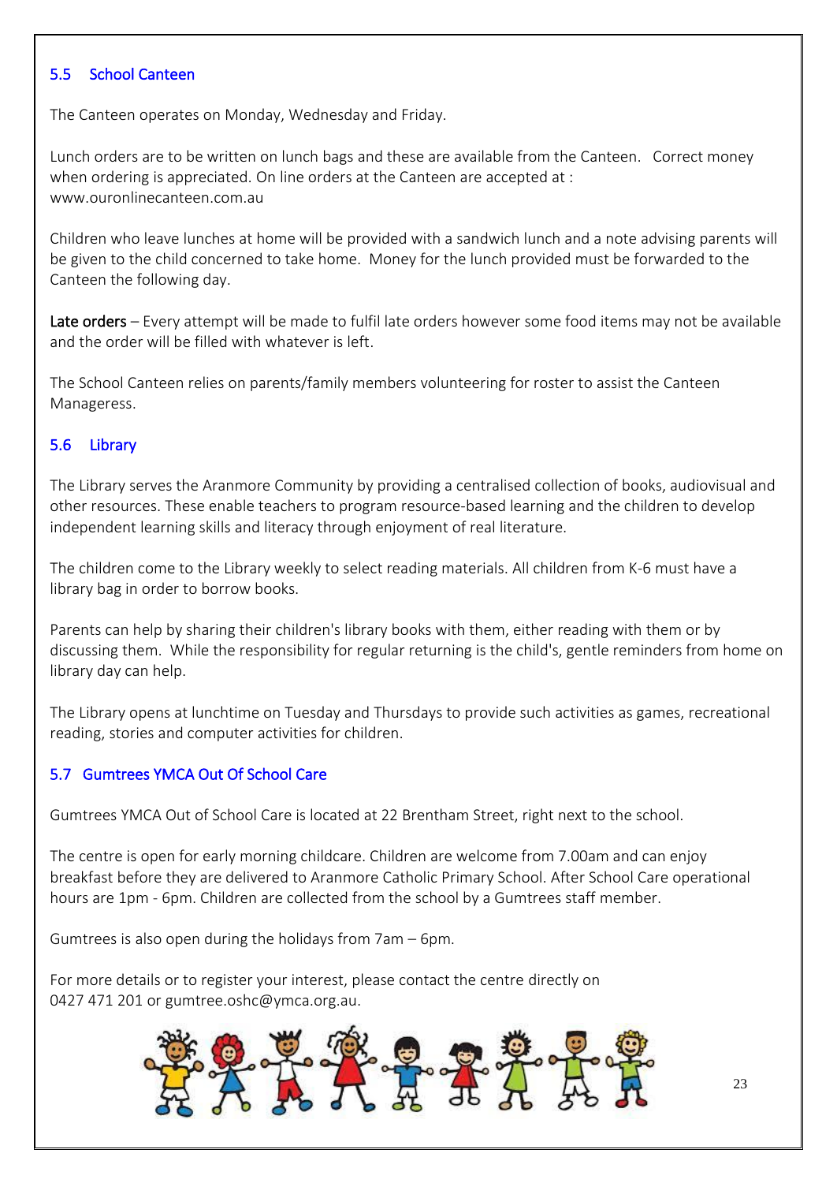## 5.5 School Canteen

The Canteen operates on Monday, Wednesday and Friday.

Lunch orders are to be written on lunch bags and these are available from the Canteen. Correct money when ordering is appreciated. On line orders at the Canteen are accepted at : www.ouronlinecanteen.com.au

Children who leave lunches at home will be provided with a sandwich lunch and a note advising parents will be given to the child concerned to take home. Money for the lunch provided must be forwarded to the Canteen the following day.

**Late orders** – Every attempt will be made to fulfil late orders however some food items may not be available and the order will be filled with whatever is left.

The School Canteen relies on parents/family members volunteering for roster to assist the Canteen Manageress.

## 5.6 Library

The Library serves the Aranmore Community by providing a centralised collection of books, audiovisual and other resources. These enable teachers to program resource-based learning and the children to develop independent learning skills and literacy through enjoyment of real literature.

The children come to the Library weekly to select reading materials. All children from K-6 must have a library bag in order to borrow books.

Parents can help by sharing their children's library books with them, either reading with them or by discussing them. While the responsibility for regular returning is the child's, gentle reminders from home on library day can help.

The Library opens at lunchtime on Tuesday and Thursdays to provide such activities as games, recreational reading, stories and computer activities for children.

## 5.7 Gumtrees YMCA Out Of School Care

Gumtrees YMCA Out of School Care is located at 22 Brentham Street, right next to the school.

The centre is open for early morning childcare. Children are welcome from 7.00am and can enjoy breakfast before they are delivered to Aranmore Catholic Primary School. After School Care operational hours are 1pm - 6pm. Children are collected from the school by a Gumtrees staff member.

Gumtrees is also open during the holidays from 7am – 6pm.

For more details or to register your interest, please contact the centre directly on 0427 471 201 or gumtree.oshc@ymca.org.au.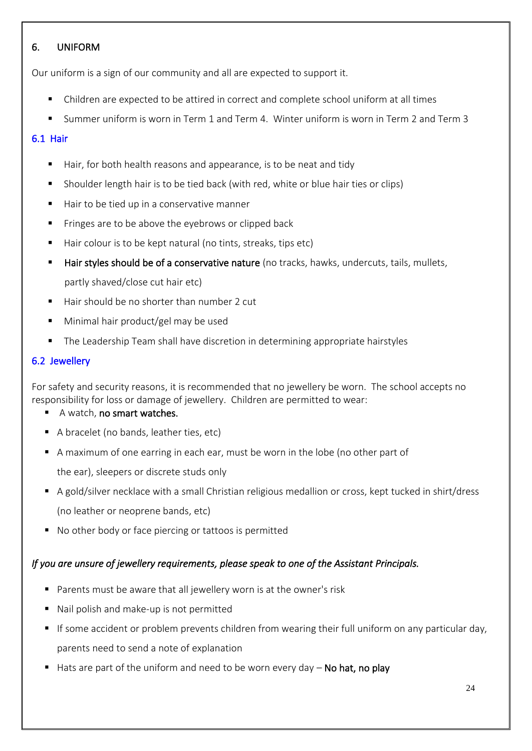## 6. UNIFORM

Our uniform is a sign of our community and all are expected to support it.

- Children are expected to be attired in correct and complete school uniform at all times
- Summer uniform is worn in Term 1 and Term 4. Winter uniform is worn in Term 2 and Term 3

### 6.1 Hair

- Hair, for both health reasons and appearance, is to be neat and tidy
- Shoulder length hair is to be tied back (with red, white or blue hair ties or clips)
- Hair to be tied up in a conservative manner
- Fringes are to be above the eyebrows or clipped back
- Hair colour is to be kept natural (no tints, streaks, tips etc)
- **Hair styles should be of a conservative nature** (no tracks, hawks, undercuts, tails, mullets, partly shaved/close cut hair etc)
- Hair should be no shorter than number 2 cut
- Minimal hair product/gel may be used
- The Leadership Team shall have discretion in determining appropriate hairstyles

### 6.2 Jewellery

For safety and security reasons, it is recommended that no jewellery be worn. The school accepts no responsibility for loss or damage of jewellery. Children are permitted to wear:

- A watch, **no smart watches.**
- A bracelet (no bands, leather ties, etc)
- A maximum of one earring in each ear, must be worn in the lobe (no other part of the ear), sleepers or discrete studs only
- A gold/silver necklace with a small Christian religious medallion or cross, kept tucked in shirt/dress (no leather or neoprene bands, etc)
- No other body or face piercing or tattoos is permitted

*If you are unsure of jewellery requirements, please speak to one of the Assistant Principals.*

- Parents must be aware that all jewellery worn is at the owner's risk
- Nail polish and make-up is not permitted
- If some accident or problem prevents children from wearing their full uniform on any particular day, parents need to send a note of explanation
- Hats are part of the uniform and need to be worn every day – **No hat, no play**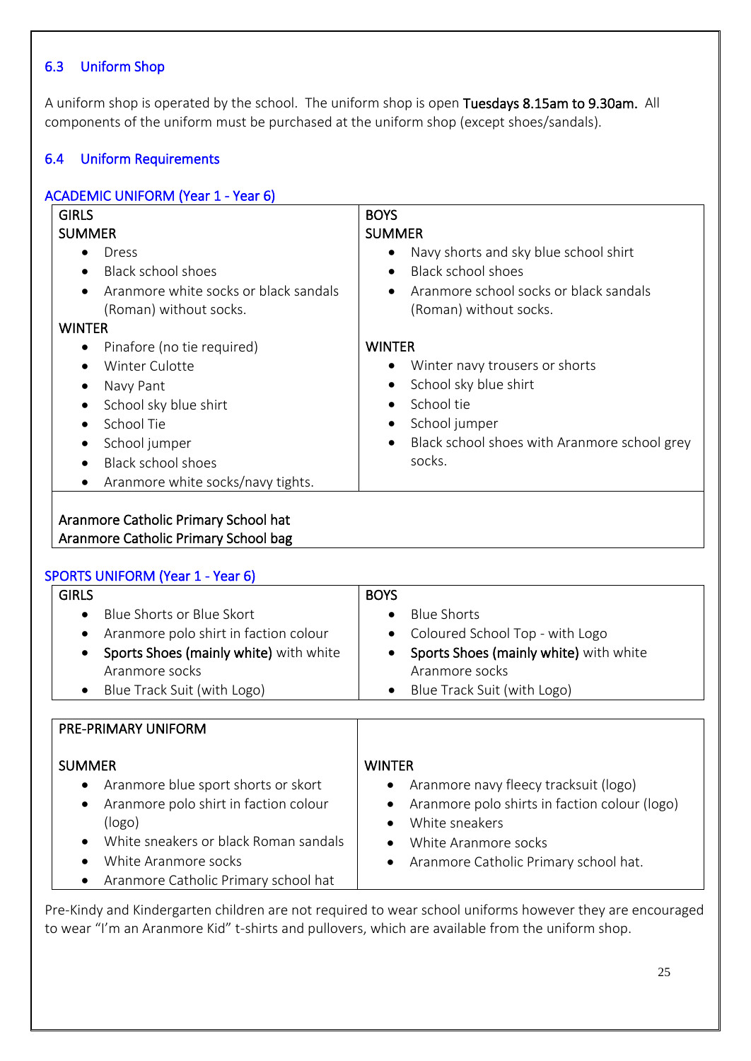## 6.3 Uniform Shop

A uniform shop is operated by the school. The uniform shop is open **Tuesdays 8.15am to 9.30am.** All components of the uniform must be purchased at the uniform shop (except shoes/sandals).

## 6.4 Uniform Requirements

### ACADEMIC UNIFORM (Year 1 - Year 6)

| GIRLS | BOYS |
|---|---|
| SUMMER<br>• Dress<br>• Black school shoes<br>• Aranmore white socks or black sandals (Roman) without socks.<br>WINTER<br>• Pinafore (no tie required)<br>• Winter Culotte<br>• Navy Pant<br>• School sky blue shirt<br>• School Tie<br>• School jumper<br>• Black school shoes<br>• Aranmore white socks/navy tights. | SUMMER<br>• Navy shorts and sky blue school shirt<br>• Black school shoes<br>• Aranmore school socks or black sandals (Roman) without socks.<br><br>WINTER<br>• Winter navy trousers or shorts<br>• School sky blue shirt<br>• School tie<br>• School jumper<br>• Black school shoes with Aranmore school grey socks. |
| Aranmore Catholic Primary School hat<br>Aranmore Catholic Primary School bag | |

### SPORTS UNIFORM (Year 1 - Year 6)

| GIRLS | BOYS |
|---|---|
| • Blue Shorts or Blue Skort<br>• Aranmore polo shirt in faction colour<br>• **Sports Shoes (mainly white)** with white Aranmore socks<br>• Blue Track Suit (with Logo) | • Blue Shorts<br>• Coloured School Top - with Logo<br>• **Sports Shoes (mainly white)** with white Aranmore socks<br>• Blue Track Suit (with Logo) |

| PRE-PRIMARY UNIFORM | |
|---|---|
| SUMMER<br>• Aranmore blue sport shorts or skort<br>• Aranmore polo shirt in faction colour (logo)<br>• White sneakers or black Roman sandals<br>• White Aranmore socks<br>• Aranmore Catholic Primary school hat | WINTER<br>• Aranmore navy fleecy tracksuit (logo)<br>• Aranmore polo shirts in faction colour (logo)<br>• White sneakers<br>• White Aranmore socks<br>• Aranmore Catholic Primary school hat. |

Pre-Kindy and Kindergarten children are not required to wear school uniforms however they are encouraged to wear "I'm an Aranmore Kid" t-shirts and pullovers, which are available from the uniform shop.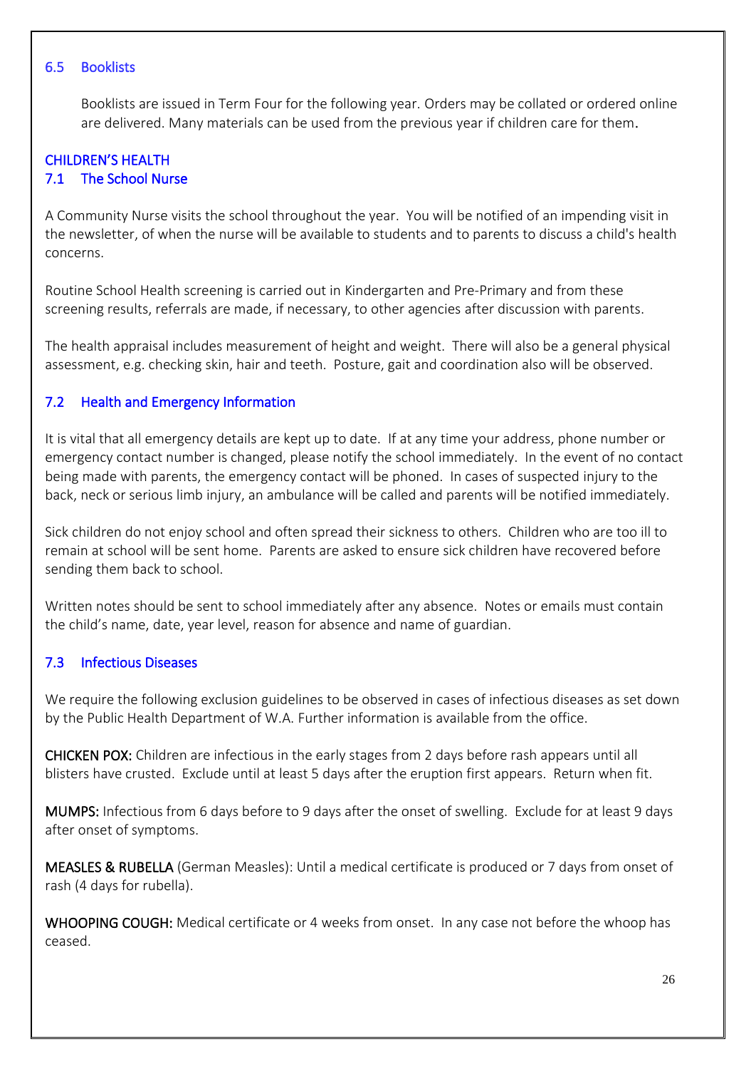### 6.5 Booklists

Booklists are issued in Term Four for the following year. Orders may be collated or ordered online are delivered. Many materials can be used from the previous year if children care for them.

## CHILDREN'S HEALTH

### 7.1 The School Nurse

A Community Nurse visits the school throughout the year. You will be notified of an impending visit in the newsletter, of when the nurse will be available to students and to parents to discuss a child's health concerns.

Routine School Health screening is carried out in Kindergarten and Pre-Primary and from these screening results, referrals are made, if necessary, to other agencies after discussion with parents.

The health appraisal includes measurement of height and weight. There will also be a general physical assessment, e.g. checking skin, hair and teeth. Posture, gait and coordination also will be observed.

### 7.2 Health and Emergency Information

It is vital that all emergency details are kept up to date. If at any time your address, phone number or emergency contact number is changed, please notify the school immediately. In the event of no contact being made with parents, the emergency contact will be phoned. In cases of suspected injury to the back, neck or serious limb injury, an ambulance will be called and parents will be notified immediately.

Sick children do not enjoy school and often spread their sickness to others. Children who are too ill to remain at school will be sent home. Parents are asked to ensure sick children have recovered before sending them back to school.

Written notes should be sent to school immediately after any absence. Notes or emails must contain the child's name, date, year level, reason for absence and name of guardian.

### 7.3 Infectious Diseases

We require the following exclusion guidelines to be observed in cases of infectious diseases as set down by the Public Health Department of W.A. Further information is available from the office.

**CHICKEN POX:** Children are infectious in the early stages from 2 days before rash appears until all blisters have crusted. Exclude until at least 5 days after the eruption first appears. Return when fit.

**MUMPS:** Infectious from 6 days before to 9 days after the onset of swelling. Exclude for at least 9 days after onset of symptoms.

**MEASLES & RUBELLA** (German Measles): Until a medical certificate is produced or 7 days from onset of rash (4 days for rubella).

**WHOOPING COUGH:** Medical certificate or 4 weeks from onset. In any case not before the whoop has ceased.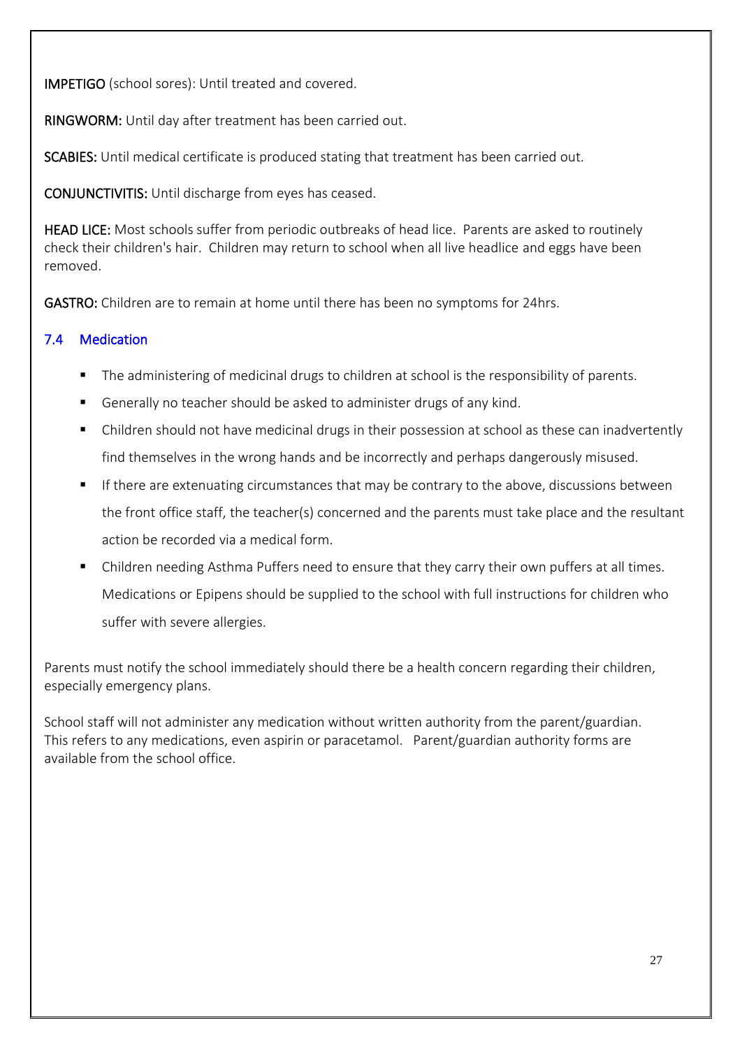**IMPETIGO** (school sores): Until treated and covered.

**RINGWORM:** Until day after treatment has been carried out.

**SCABIES:** Until medical certificate is produced stating that treatment has been carried out.

**CONJUNCTIVITIS:** Until discharge from eyes has ceased.

**HEAD LICE:** Most schools suffer from periodic outbreaks of head lice. Parents are asked to routinely check their children's hair. Children may return to school when all live headlice and eggs have been removed.

**GASTRO:** Children are to remain at home until there has been no symptoms for 24hrs.

### 7.4 Medication

- The administering of medicinal drugs to children at school is the responsibility of parents.
- Generally no teacher should be asked to administer drugs of any kind.
- Children should not have medicinal drugs in their possession at school as these can inadvertently find themselves in the wrong hands and be incorrectly and perhaps dangerously misused.
- If there are extenuating circumstances that may be contrary to the above, discussions between the front office staff, the teacher(s) concerned and the parents must take place and the resultant action be recorded via a medical form.
- Children needing Asthma Puffers need to ensure that they carry their own puffers at all times. Medications or Epipens should be supplied to the school with full instructions for children who suffer with severe allergies.

Parents must notify the school immediately should there be a health concern regarding their children, especially emergency plans.

School staff will not administer any medication without written authority from the parent/guardian. This refers to any medications, even aspirin or paracetamol. Parent/guardian authority forms are available from the school office.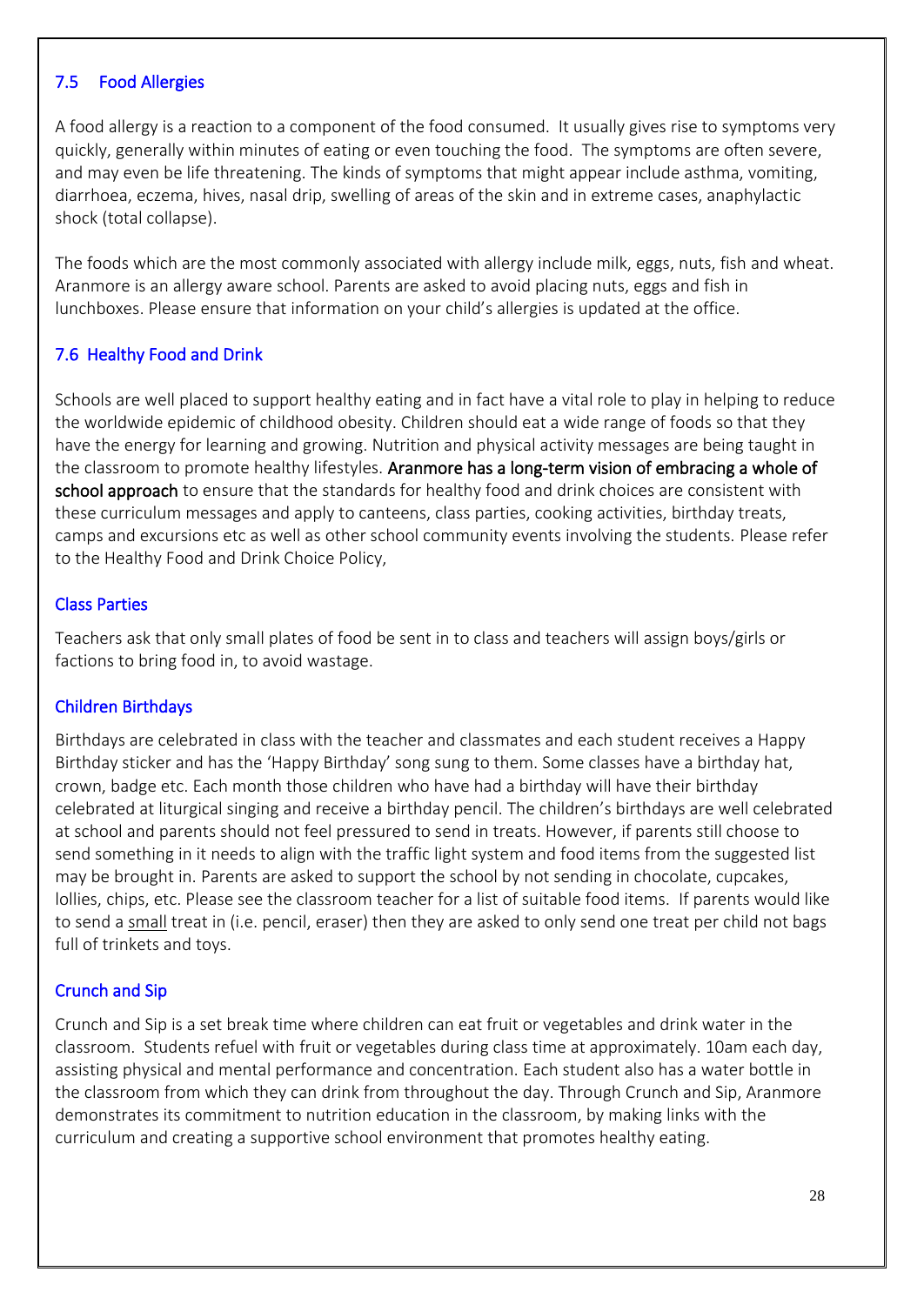## 7.5 Food Allergies

A food allergy is a reaction to a component of the food consumed. It usually gives rise to symptoms very quickly, generally within minutes of eating or even touching the food. The symptoms are often severe, and may even be life threatening. The kinds of symptoms that might appear include asthma, vomiting, diarrhoea, eczema, hives, nasal drip, swelling of areas of the skin and in extreme cases, anaphylactic shock (total collapse).

The foods which are the most commonly associated with allergy include milk, eggs, nuts, fish and wheat. Aranmore is an allergy aware school. Parents are asked to avoid placing nuts, eggs and fish in lunchboxes. Please ensure that information on your child's allergies is updated at the office.

## 7.6 Healthy Food and Drink

Schools are well placed to support healthy eating and in fact have a vital role to play in helping to reduce the worldwide epidemic of childhood obesity. Children should eat a wide range of foods so that they have the energy for learning and growing. Nutrition and physical activity messages are being taught in the classroom to promote healthy lifestyles. **Aranmore has a long-term vision of embracing a whole of school approach** to ensure that the standards for healthy food and drink choices are consistent with these curriculum messages and apply to canteens, class parties, cooking activities, birthday treats, camps and excursions etc as well as other school community events involving the students. Please refer to the Healthy Food and Drink Choice Policy,

### Class Parties

Teachers ask that only small plates of food be sent in to class and teachers will assign boys/girls or factions to bring food in, to avoid wastage.

### Children Birthdays

Birthdays are celebrated in class with the teacher and classmates and each student receives a Happy Birthday sticker and has the 'Happy Birthday' song sung to them. Some classes have a birthday hat, crown, badge etc. Each month those children who have had a birthday will have their birthday celebrated at liturgical singing and receive a birthday pencil. The children's birthdays are well celebrated at school and parents should not feel pressured to send in treats. However, if parents still choose to send something in it needs to align with the traffic light system and food items from the suggested list may be brought in. Parents are asked to support the school by not sending in chocolate, cupcakes, lollies, chips, etc. Please see the classroom teacher for a list of suitable food items. If parents would like to send a small treat in (i.e. pencil, eraser) then they are asked to only send one treat per child not bags full of trinkets and toys.

### Crunch and Sip

Crunch and Sip is a set break time where children can eat fruit or vegetables and drink water in the classroom. Students refuel with fruit or vegetables during class time at approximately. 10am each day, assisting physical and mental performance and concentration. Each student also has a water bottle in the classroom from which they can drink from throughout the day. Through Crunch and Sip, Aranmore demonstrates its commitment to nutrition education in the classroom, by making links with the curriculum and creating a supportive school environment that promotes healthy eating.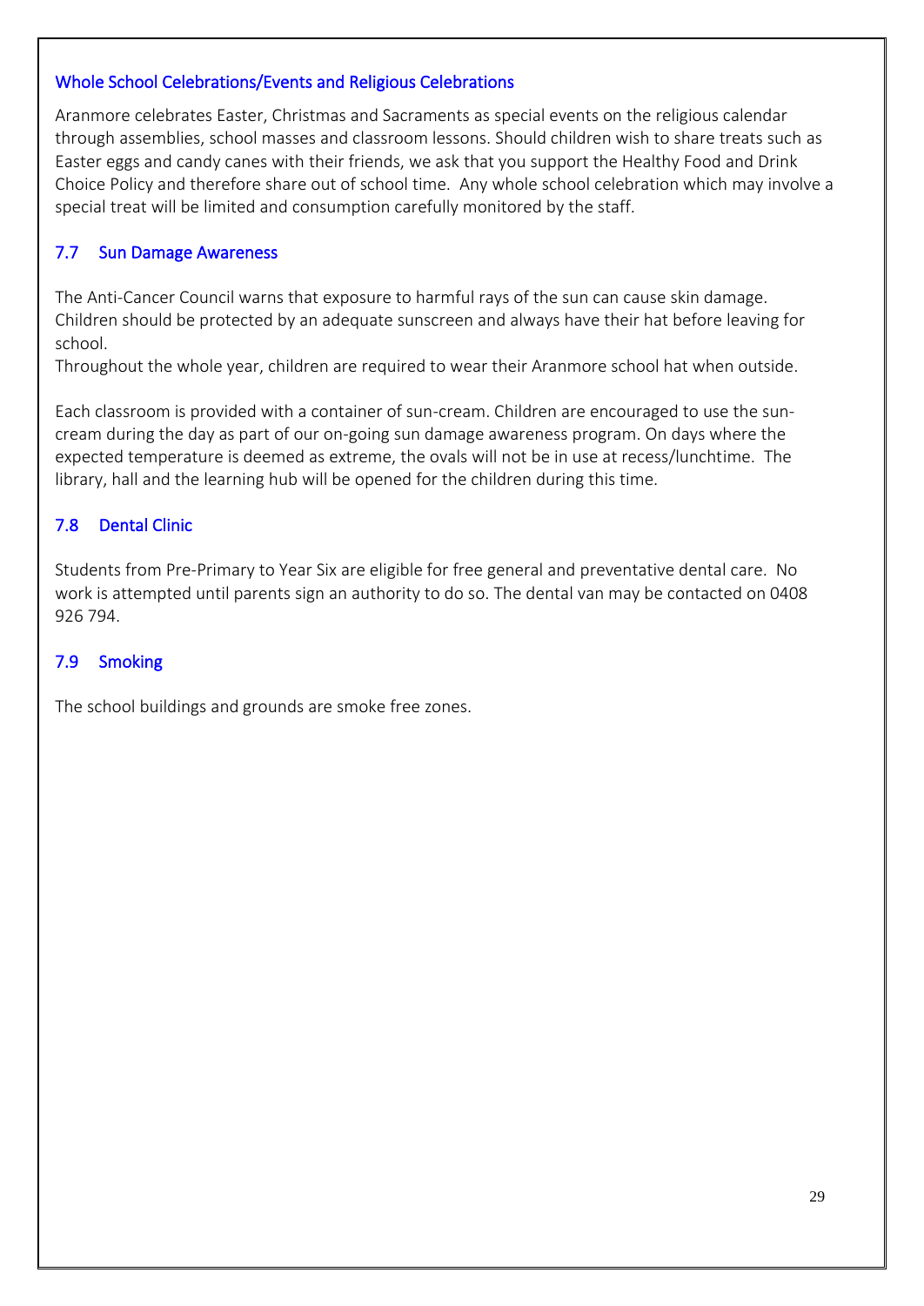### Whole School Celebrations/Events and Religious Celebrations

Aranmore celebrates Easter, Christmas and Sacraments as special events on the religious calendar through assemblies, school masses and classroom lessons. Should children wish to share treats such as Easter eggs and candy canes with their friends, we ask that you support the Healthy Food and Drink Choice Policy and therefore share out of school time. Any whole school celebration which may involve a special treat will be limited and consumption carefully monitored by the staff.

### 7.7 Sun Damage Awareness

The Anti-Cancer Council warns that exposure to harmful rays of the sun can cause skin damage. Children should be protected by an adequate sunscreen and always have their hat before leaving for school.

Throughout the whole year, children are required to wear their Aranmore school hat when outside.

Each classroom is provided with a container of sun-cream. Children are encouraged to use the sun-cream during the day as part of our on-going sun damage awareness program. On days where the expected temperature is deemed as extreme, the ovals will not be in use at recess/lunchtime. The library, hall and the learning hub will be opened for the children during this time.

### 7.8 Dental Clinic

Students from Pre-Primary to Year Six are eligible for free general and preventative dental care. No work is attempted until parents sign an authority to do so. The dental van may be contacted on 0408 926 794.

### 7.9 Smoking

The school buildings and grounds are smoke free zones.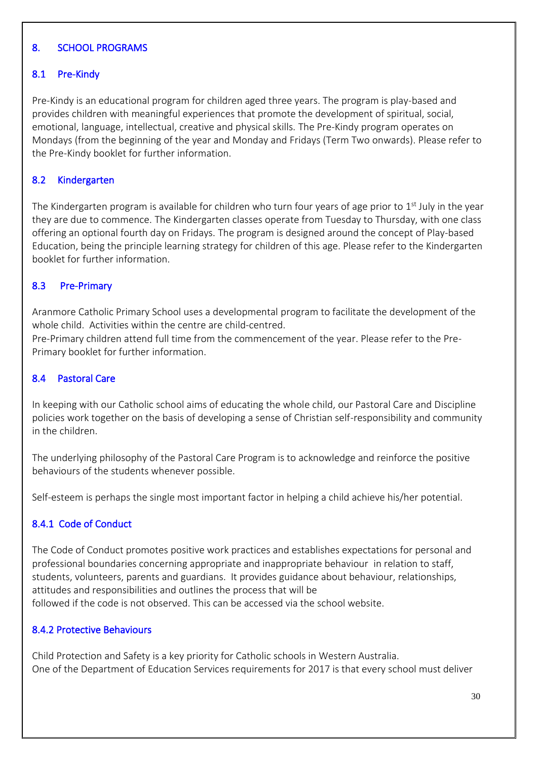## 8. SCHOOL PROGRAMS

### 8.1 Pre-Kindy

Pre-Kindy is an educational program for children aged three years. The program is play-based and provides children with meaningful experiences that promote the development of spiritual, social, emotional, language, intellectual, creative and physical skills. The Pre-Kindy program operates on Mondays (from the beginning of the year and Monday and Fridays (Term Two onwards). Please refer to the Pre-Kindy booklet for further information.

### 8.2 Kindergarten

The Kindergarten program is available for children who turn four years of age prior to 1st July in the year they are due to commence. The Kindergarten classes operate from Tuesday to Thursday, with one class offering an optional fourth day on Fridays. The program is designed around the concept of Play-based Education, being the principle learning strategy for children of this age. Please refer to the Kindergarten booklet for further information.

### 8.3 Pre-Primary

Aranmore Catholic Primary School uses a developmental program to facilitate the development of the whole child. Activities within the centre are child-centred.
Pre-Primary children attend full time from the commencement of the year. Please refer to the Pre-Primary booklet for further information.

### 8.4 Pastoral Care

In keeping with our Catholic school aims of educating the whole child, our Pastoral Care and Discipline policies work together on the basis of developing a sense of Christian self-responsibility and community in the children.

The underlying philosophy of the Pastoral Care Program is to acknowledge and reinforce the positive behaviours of the students whenever possible.

Self-esteem is perhaps the single most important factor in helping a child achieve his/her potential.

#### 8.4.1 Code of Conduct

The Code of Conduct promotes positive work practices and establishes expectations for personal and professional boundaries concerning appropriate and inappropriate behaviour in relation to staff, students, volunteers, parents and guardians. It provides guidance about behaviour, relationships, attitudes and responsibilities and outlines the process that will be followed if the code is not observed. This can be accessed via the school website.

#### 8.4.2 Protective Behaviours

Child Protection and Safety is a key priority for Catholic schools in Western Australia.
One of the Department of Education Services requirements for 2017 is that every school must deliver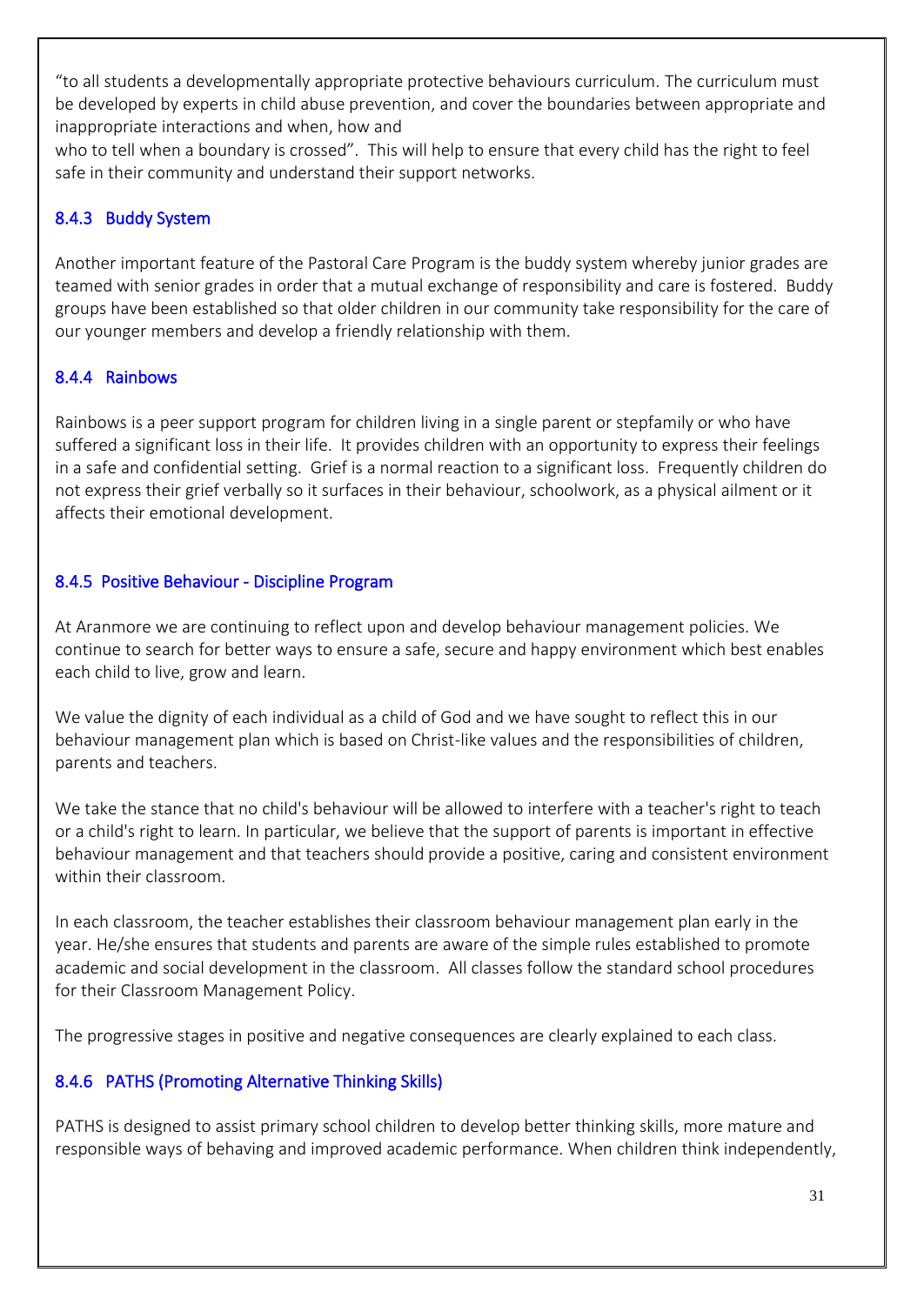"to all students a developmentally appropriate protective behaviours curriculum. The curriculum must be developed by experts in child abuse prevention, and cover the boundaries between appropriate and inappropriate interactions and when, how and
who to tell when a boundary is crossed". This will help to ensure that every child has the right to feel safe in their community and understand their support networks.

### 8.4.3 Buddy System

Another important feature of the Pastoral Care Program is the buddy system whereby junior grades are teamed with senior grades in order that a mutual exchange of responsibility and care is fostered. Buddy groups have been established so that older children in our community take responsibility for the care of our younger members and develop a friendly relationship with them.

### 8.4.4 Rainbows

Rainbows is a peer support program for children living in a single parent or stepfamily or who have suffered a significant loss in their life. It provides children with an opportunity to express their feelings in a safe and confidential setting. Grief is a normal reaction to a significant loss. Frequently children do not express their grief verbally so it surfaces in their behaviour, schoolwork, as a physical ailment or it affects their emotional development.

### 8.4.5 Positive Behaviour - Discipline Program

At Aranmore we are continuing to reflect upon and develop behaviour management policies. We continue to search for better ways to ensure a safe, secure and happy environment which best enables each child to live, grow and learn.

We value the dignity of each individual as a child of God and we have sought to reflect this in our behaviour management plan which is based on Christ-like values and the responsibilities of children, parents and teachers.

We take the stance that no child's behaviour will be allowed to interfere with a teacher's right to teach or a child's right to learn. In particular, we believe that the support of parents is important in effective behaviour management and that teachers should provide a positive, caring and consistent environment within their classroom.

In each classroom, the teacher establishes their classroom behaviour management plan early in the year. He/she ensures that students and parents are aware of the simple rules established to promote academic and social development in the classroom. All classes follow the standard school procedures for their Classroom Management Policy.

The progressive stages in positive and negative consequences are clearly explained to each class.

### 8.4.6 PATHS (Promoting Alternative Thinking Skills)

PATHS is designed to assist primary school children to develop better thinking skills, more mature and responsible ways of behaving and improved academic performance. When children think independently,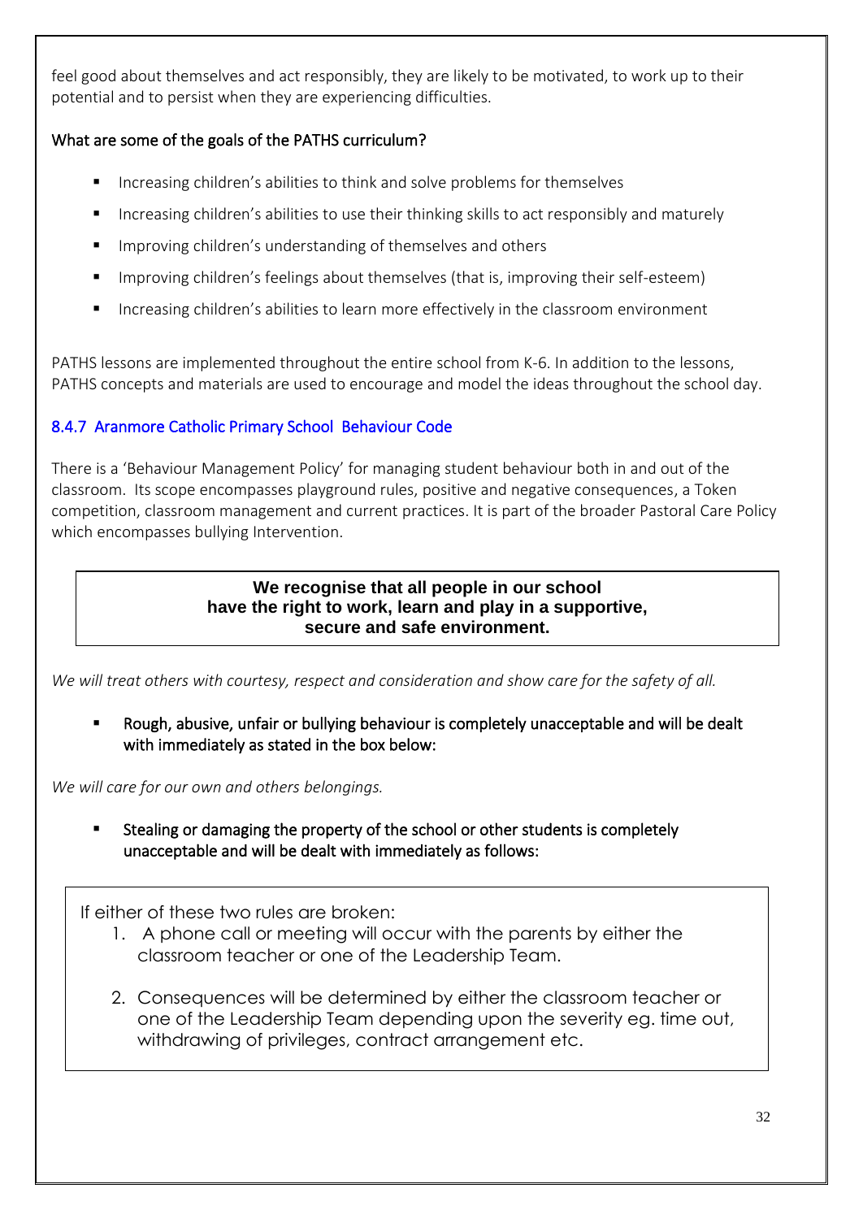feel good about themselves and act responsibly, they are likely to be motivated, to work up to their potential and to persist when they are experiencing difficulties.

**What are some of the goals of the PATHS curriculum?**

- Increasing children's abilities to think and solve problems for themselves
- Increasing children's abilities to use their thinking skills to act responsibly and maturely
- Improving children's understanding of themselves and others
- Improving children's feelings about themselves (that is, improving their self-esteem)
- Increasing children's abilities to learn more effectively in the classroom environment

PATHS lessons are implemented throughout the entire school from K-6. In addition to the lessons, PATHS concepts and materials are used to encourage and model the ideas throughout the school day.

### 8.4.7 Aranmore Catholic Primary School Behaviour Code

There is a 'Behaviour Management Policy' for managing student behaviour both in and out of the classroom. Its scope encompasses playground rules, positive and negative consequences, a Token competition, classroom management and current practices. It is part of the broader Pastoral Care Policy which encompasses bullying Intervention.

**We recognise that all people in our school have the right to work, learn and play in a supportive, secure and safe environment.**

*We will treat others with courtesy, respect and consideration and show care for the safety of all.*

- Rough, abusive, unfair or bullying behaviour is completely unacceptable and will be dealt with immediately as stated in the box below:

*We will care for our own and others belongings.*

- Stealing or damaging the property of the school or other students is completely unacceptable and will be dealt with immediately as follows:

If either of these two rules are broken:

1. A phone call or meeting will occur with the parents by either the classroom teacher or one of the Leadership Team.
2. Consequences will be determined by either the classroom teacher or one of the Leadership Team depending upon the severity eg. time out, withdrawing of privileges, contract arrangement etc.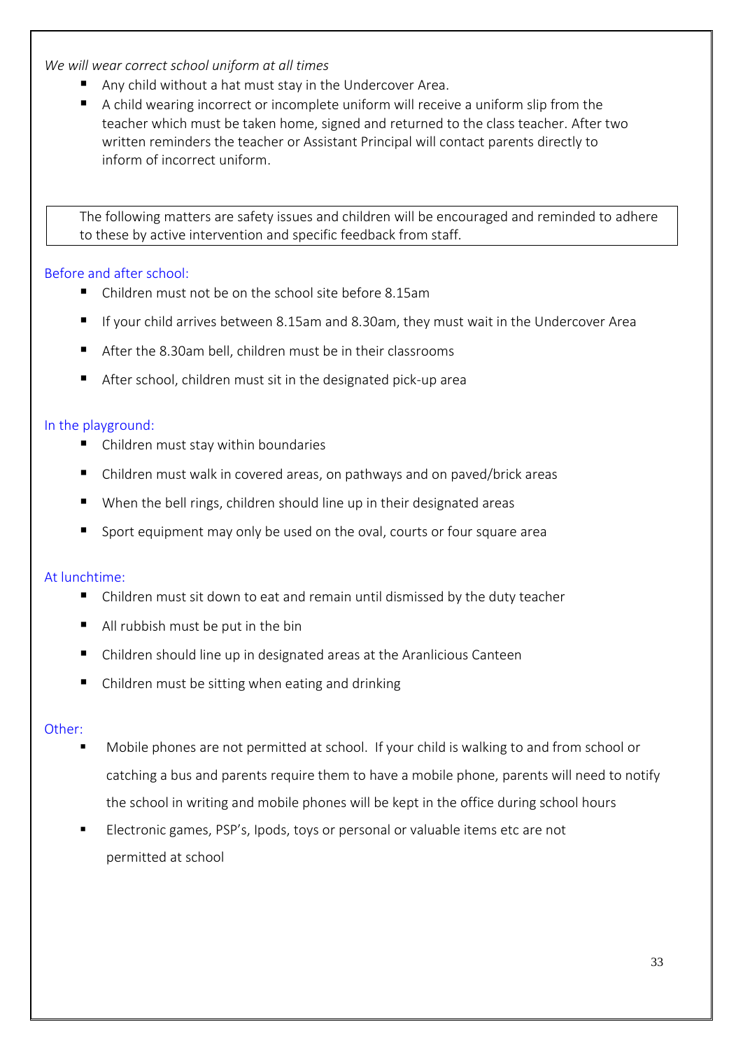*We will wear correct school uniform at all times*

- Any child without a hat must stay in the Undercover Area.
- A child wearing incorrect or incomplete uniform will receive a uniform slip from the teacher which must be taken home, signed and returned to the class teacher. After two written reminders the teacher or Assistant Principal will contact parents directly to inform of incorrect uniform.

> The following matters are safety issues and children will be encouraged and reminded to adhere to these by active intervention and specific feedback from staff.

### Before and after school:

- Children must not be on the school site before 8.15am
- If your child arrives between 8.15am and 8.30am, they must wait in the Undercover Area
- After the 8.30am bell, children must be in their classrooms
- After school, children must sit in the designated pick-up area

### In the playground:

- Children must stay within boundaries
- Children must walk in covered areas, on pathways and on paved/brick areas
- When the bell rings, children should line up in their designated areas
- Sport equipment may only be used on the oval, courts or four square area

### At lunchtime:

- Children must sit down to eat and remain until dismissed by the duty teacher
- All rubbish must be put in the bin
- Children should line up in designated areas at the Aranlicious Canteen
- Children must be sitting when eating and drinking

### Other:

- Mobile phones are not permitted at school. If your child is walking to and from school or catching a bus and parents require them to have a mobile phone, parents will need to notify the school in writing and mobile phones will be kept in the office during school hours
- Electronic games, PSP's, Ipods, toys or personal or valuable items etc are not permitted at school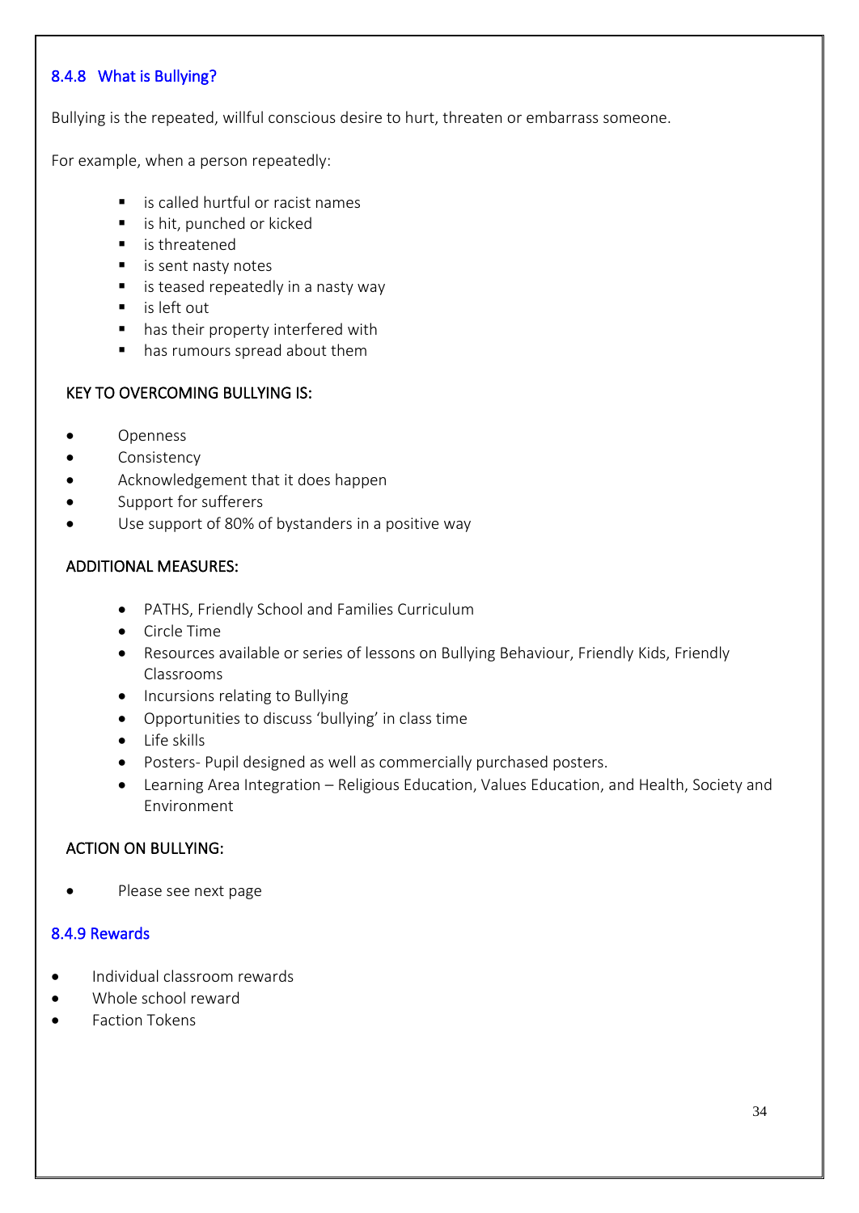### 8.4.8 What is Bullying?

Bullying is the repeated, willful conscious desire to hurt, threaten or embarrass someone.

For example, when a person repeatedly:

- is called hurtful or racist names
- is hit, punched or kicked
- is threatened
- is sent nasty notes
- is teased repeatedly in a nasty way
- is left out
- has their property interfered with
- has rumours spread about them

KEY TO OVERCOMING BULLYING IS:

- Openness
- Consistency
- Acknowledgement that it does happen
- Support for sufferers
- Use support of 80% of bystanders in a positive way

ADDITIONAL MEASURES:

- PATHS, Friendly School and Families Curriculum
- Circle Time
- Resources available or series of lessons on Bullying Behaviour, Friendly Kids, Friendly Classrooms
- Incursions relating to Bullying
- Opportunities to discuss 'bullying' in class time
- Life skills
- Posters- Pupil designed as well as commercially purchased posters.
- Learning Area Integration – Religious Education, Values Education, and Health, Society and Environment

ACTION ON BULLYING:

- Please see next page

### 8.4.9 Rewards

- Individual classroom rewards
- Whole school reward
- Faction Tokens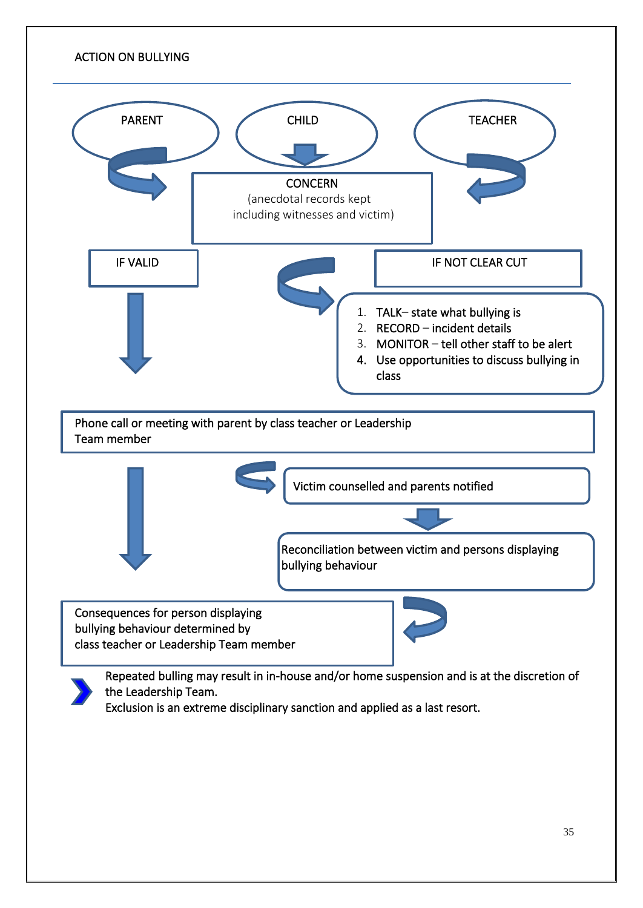ACTION ON BULLYING

PARENT

CHILD

TEACHER

CONCERN
(anecdotal records kept
including witnesses and victim)

IF VALID

IF NOT CLEAR CUT

1. TALK– state what bullying is
2. RECORD – incident details
3. MONITOR – tell other staff to be alert
4. Use opportunities to discuss bullying in class

Phone call or meeting with parent by class teacher or Leadership Team member

Victim counselled and parents notified

Reconciliation between victim and persons displaying bullying behaviour

Consequences for person displaying bullying behaviour determined by class teacher or Leadership Team member

Repeated bulling may result in in-house and/or home suspension and is at the discretion of the Leadership Team.
Exclusion is an extreme disciplinary sanction and applied as a last resort.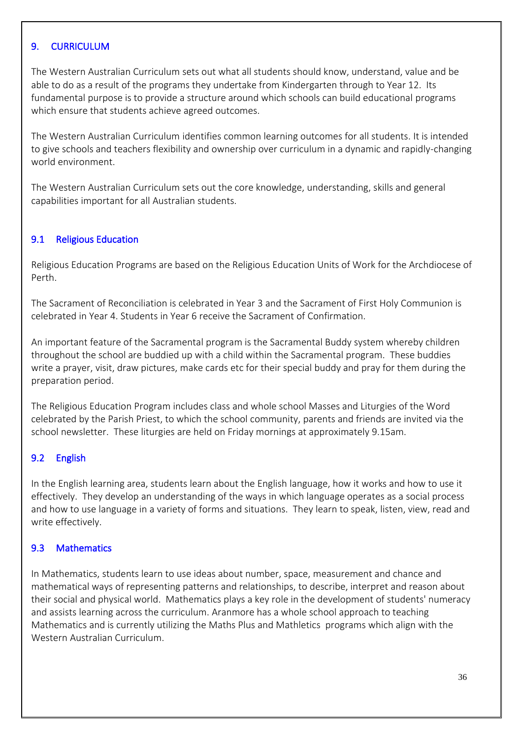## 9. CURRICULUM

The Western Australian Curriculum sets out what all students should know, understand, value and be able to do as a result of the programs they undertake from Kindergarten through to Year 12. Its fundamental purpose is to provide a structure around which schools can build educational programs which ensure that students achieve agreed outcomes.

The Western Australian Curriculum identifies common learning outcomes for all students. It is intended to give schools and teachers flexibility and ownership over curriculum in a dynamic and rapidly-changing world environment.

The Western Australian Curriculum sets out the core knowledge, understanding, skills and general capabilities important for all Australian students.

### 9.1 Religious Education

Religious Education Programs are based on the Religious Education Units of Work for the Archdiocese of Perth.

The Sacrament of Reconciliation is celebrated in Year 3 and the Sacrament of First Holy Communion is celebrated in Year 4. Students in Year 6 receive the Sacrament of Confirmation.

An important feature of the Sacramental program is the Sacramental Buddy system whereby children throughout the school are buddied up with a child within the Sacramental program. These buddies write a prayer, visit, draw pictures, make cards etc for their special buddy and pray for them during the preparation period.

The Religious Education Program includes class and whole school Masses and Liturgies of the Word celebrated by the Parish Priest, to which the school community, parents and friends are invited via the school newsletter. These liturgies are held on Friday mornings at approximately 9.15am.

### 9.2 English

In the English learning area, students learn about the English language, how it works and how to use it effectively. They develop an understanding of the ways in which language operates as a social process and how to use language in a variety of forms and situations. They learn to speak, listen, view, read and write effectively.

### 9.3 Mathematics

In Mathematics, students learn to use ideas about number, space, measurement and chance and mathematical ways of representing patterns and relationships, to describe, interpret and reason about their social and physical world. Mathematics plays a key role in the development of students' numeracy and assists learning across the curriculum. Aranmore has a whole school approach to teaching Mathematics and is currently utilizing the Maths Plus and Mathletics programs which align with the Western Australian Curriculum.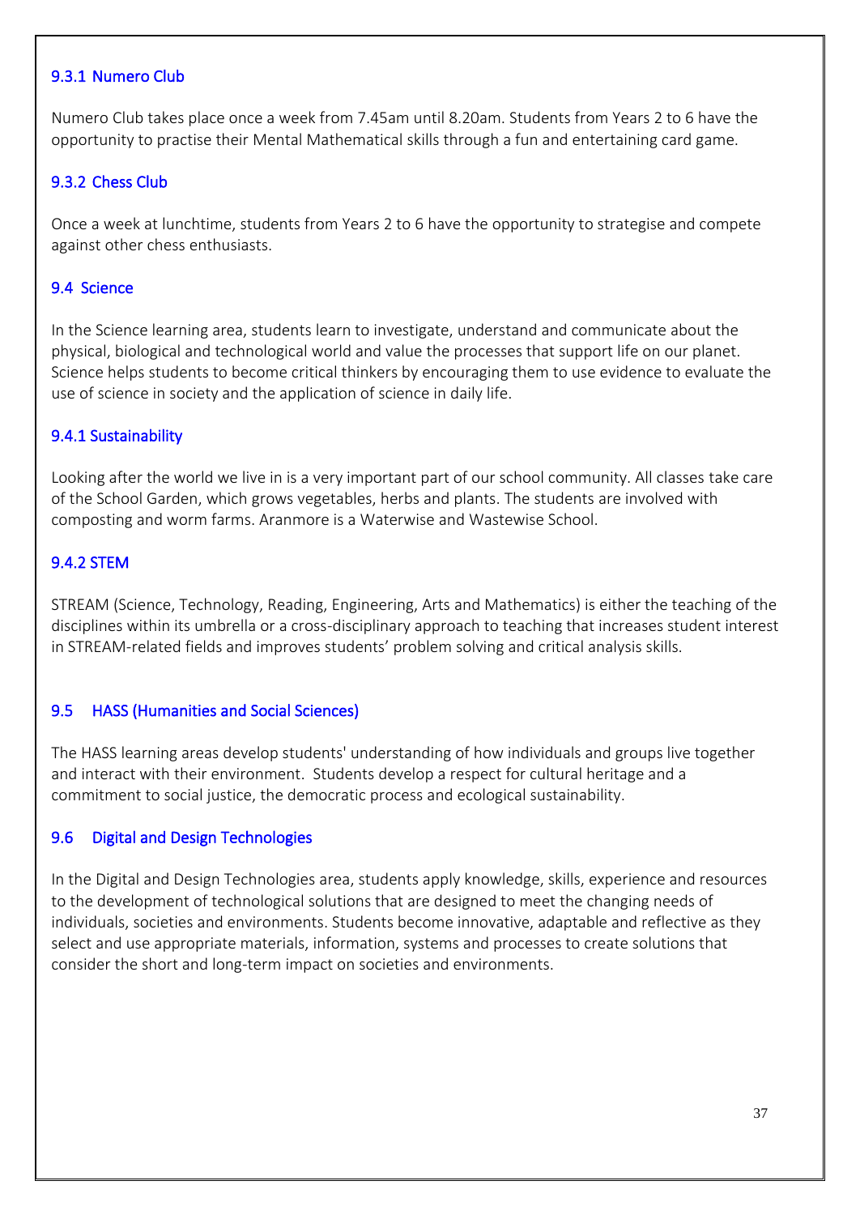### 9.3.1 Numero Club

Numero Club takes place once a week from 7.45am until 8.20am. Students from Years 2 to 6 have the opportunity to practise their Mental Mathematical skills through a fun and entertaining card game.

### 9.3.2 Chess Club

Once a week at lunchtime, students from Years 2 to 6 have the opportunity to strategise and compete against other chess enthusiasts.

## 9.4 Science

In the Science learning area, students learn to investigate, understand and communicate about the physical, biological and technological world and value the processes that support life on our planet. Science helps students to become critical thinkers by encouraging them to use evidence to evaluate the use of science in society and the application of science in daily life.

### 9.4.1 Sustainability

Looking after the world we live in is a very important part of our school community. All classes take care of the School Garden, which grows vegetables, herbs and plants. The students are involved with composting and worm farms. Aranmore is a Waterwise and Wastewise School.

### 9.4.2 STEM

STREAM (Science, Technology, Reading, Engineering, Arts and Mathematics) is either the teaching of the disciplines within its umbrella or a cross-disciplinary approach to teaching that increases student interest in STREAM-related fields and improves students' problem solving and critical analysis skills.

## 9.5 HASS (Humanities and Social Sciences)

The HASS learning areas develop students' understanding of how individuals and groups live together and interact with their environment. Students develop a respect for cultural heritage and a commitment to social justice, the democratic process and ecological sustainability.

## 9.6 Digital and Design Technologies

In the Digital and Design Technologies area, students apply knowledge, skills, experience and resources to the development of technological solutions that are designed to meet the changing needs of individuals, societies and environments. Students become innovative, adaptable and reflective as they select and use appropriate materials, information, systems and processes to create solutions that consider the short and long-term impact on societies and environments.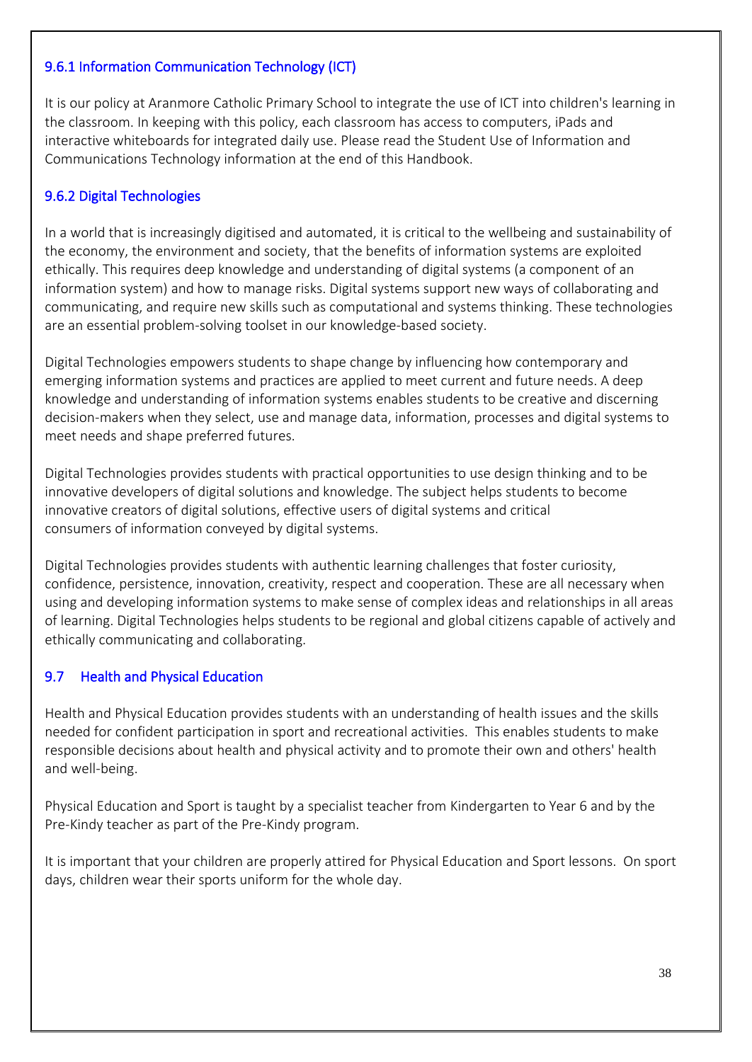### 9.6.1 Information Communication Technology (ICT)

It is our policy at Aranmore Catholic Primary School to integrate the use of ICT into children's learning in the classroom. In keeping with this policy, each classroom has access to computers, iPads and interactive whiteboards for integrated daily use. Please read the Student Use of Information and Communications Technology information at the end of this Handbook.

### 9.6.2 Digital Technologies

In a world that is increasingly digitised and automated, it is critical to the wellbeing and sustainability of the economy, the environment and society, that the benefits of information systems are exploited ethically. This requires deep knowledge and understanding of digital systems (a component of an information system) and how to manage risks. Digital systems support new ways of collaborating and communicating, and require new skills such as computational and systems thinking. These technologies are an essential problem-solving toolset in our knowledge-based society.

Digital Technologies empowers students to shape change by influencing how contemporary and emerging information systems and practices are applied to meet current and future needs. A deep knowledge and understanding of information systems enables students to be creative and discerning decision-makers when they select, use and manage data, information, processes and digital systems to meet needs and shape preferred futures.

Digital Technologies provides students with practical opportunities to use design thinking and to be innovative developers of digital solutions and knowledge. The subject helps students to become innovative creators of digital solutions, effective users of digital systems and critical consumers of information conveyed by digital systems.

Digital Technologies provides students with authentic learning challenges that foster curiosity, confidence, persistence, innovation, creativity, respect and cooperation. These are all necessary when using and developing information systems to make sense of complex ideas and relationships in all areas of learning. Digital Technologies helps students to be regional and global citizens capable of actively and ethically communicating and collaborating.

## 9.7 Health and Physical Education

Health and Physical Education provides students with an understanding of health issues and the skills needed for confident participation in sport and recreational activities. This enables students to make responsible decisions about health and physical activity and to promote their own and others' health and well-being.

Physical Education and Sport is taught by a specialist teacher from Kindergarten to Year 6 and by the Pre-Kindy teacher as part of the Pre-Kindy program.

It is important that your children are properly attired for Physical Education and Sport lessons. On sport days, children wear their sports uniform for the whole day.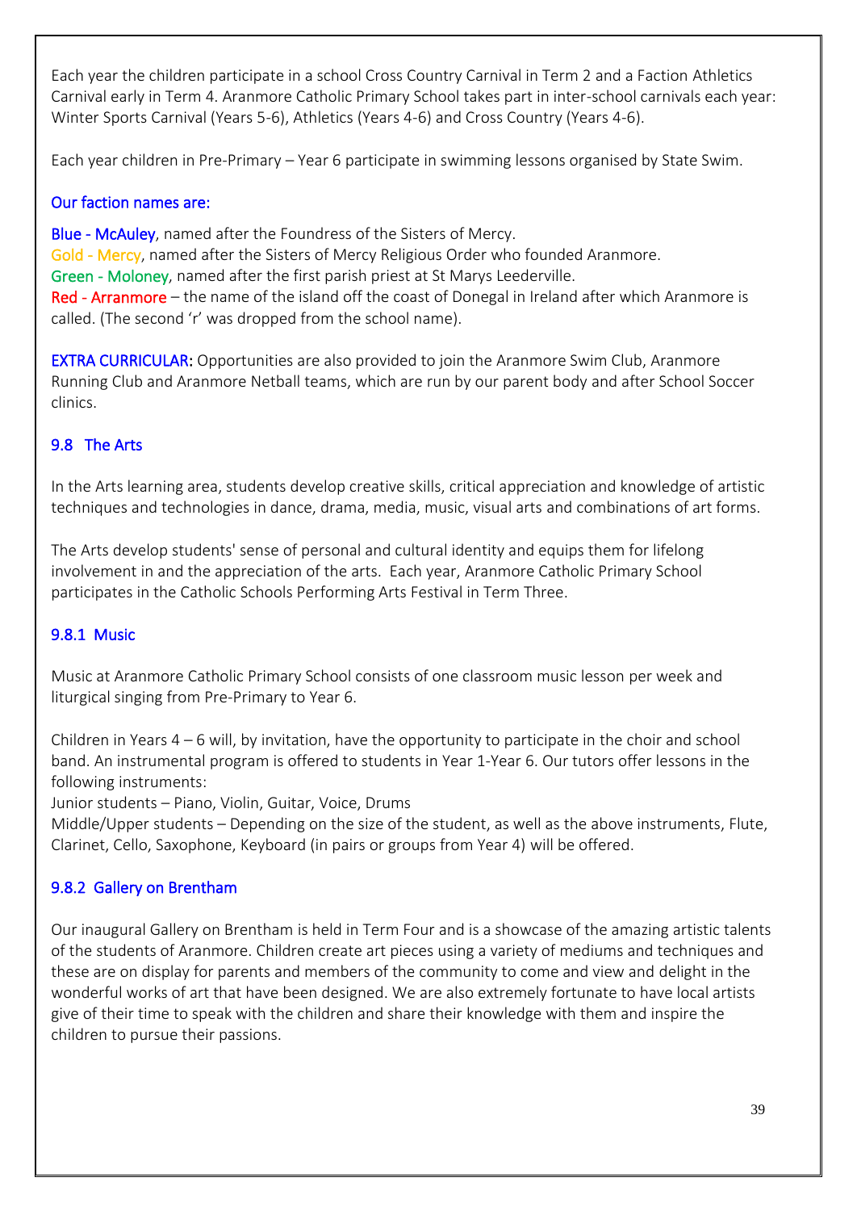Each year the children participate in a school Cross Country Carnival in Term 2 and a Faction Athletics Carnival early in Term 4. Aranmore Catholic Primary School takes part in inter-school carnivals each year: Winter Sports Carnival (Years 5-6), Athletics (Years 4-6) and Cross Country (Years 4-6).

Each year children in Pre-Primary – Year 6 participate in swimming lessons organised by State Swim.

Our faction names are:

Blue - McAuley, named after the Foundress of the Sisters of Mercy.
Gold - Mercy, named after the Sisters of Mercy Religious Order who founded Aranmore.
Green - Moloney, named after the first parish priest at St Marys Leederville.
Red - Arranmore – the name of the island off the coast of Donegal in Ireland after which Aranmore is called. (The second 'r' was dropped from the school name).

EXTRA CURRICULAR: Opportunities are also provided to join the Aranmore Swim Club, Aranmore Running Club and Aranmore Netball teams, which are run by our parent body and after School Soccer clinics.

### 9.8 The Arts

In the Arts learning area, students develop creative skills, critical appreciation and knowledge of artistic techniques and technologies in dance, drama, media, music, visual arts and combinations of art forms.

The Arts develop students' sense of personal and cultural identity and equips them for lifelong involvement in and the appreciation of the arts. Each year, Aranmore Catholic Primary School participates in the Catholic Schools Performing Arts Festival in Term Three.

#### 9.8.1 Music

Music at Aranmore Catholic Primary School consists of one classroom music lesson per week and liturgical singing from Pre-Primary to Year 6.

Children in Years 4 – 6 will, by invitation, have the opportunity to participate in the choir and school band. An instrumental program is offered to students in Year 1-Year 6. Our tutors offer lessons in the following instruments:
Junior students – Piano, Violin, Guitar, Voice, Drums
Middle/Upper students – Depending on the size of the student, as well as the above instruments, Flute, Clarinet, Cello, Saxophone, Keyboard (in pairs or groups from Year 4) will be offered.

#### 9.8.2 Gallery on Brentham

Our inaugural Gallery on Brentham is held in Term Four and is a showcase of the amazing artistic talents of the students of Aranmore. Children create art pieces using a variety of mediums and techniques and these are on display for parents and members of the community to come and view and delight in the wonderful works of art that have been designed. We are also extremely fortunate to have local artists give of their time to speak with the children and share their knowledge with them and inspire the children to pursue their passions.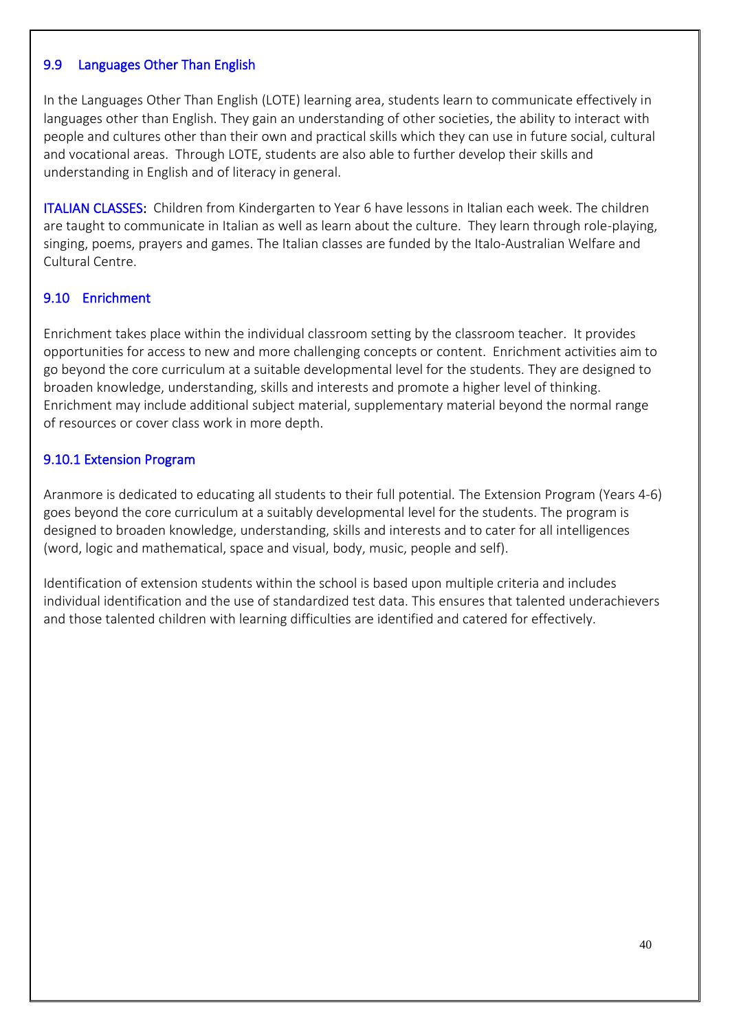## 9.9 Languages Other Than English

In the Languages Other Than English (LOTE) learning area, students learn to communicate effectively in languages other than English. They gain an understanding of other societies, the ability to interact with people and cultures other than their own and practical skills which they can use in future social, cultural and vocational areas. Through LOTE, students are also able to further develop their skills and understanding in English and of literacy in general.

ITALIAN CLASSES: Children from Kindergarten to Year 6 have lessons in Italian each week. The children are taught to communicate in Italian as well as learn about the culture. They learn through role-playing, singing, poems, prayers and games. The Italian classes are funded by the Italo-Australian Welfare and Cultural Centre.

## 9.10 Enrichment

Enrichment takes place within the individual classroom setting by the classroom teacher. It provides opportunities for access to new and more challenging concepts or content. Enrichment activities aim to go beyond the core curriculum at a suitable developmental level for the students. They are designed to broaden knowledge, understanding, skills and interests and promote a higher level of thinking. Enrichment may include additional subject material, supplementary material beyond the normal range of resources or cover class work in more depth.

### 9.10.1 Extension Program

Aranmore is dedicated to educating all students to their full potential. The Extension Program (Years 4-6) goes beyond the core curriculum at a suitably developmental level for the students. The program is designed to broaden knowledge, understanding, skills and interests and to cater for all intelligences (word, logic and mathematical, space and visual, body, music, people and self).

Identification of extension students within the school is based upon multiple criteria and includes individual identification and the use of standardized test data. This ensures that talented underachievers and those talented children with learning difficulties are identified and catered for effectively.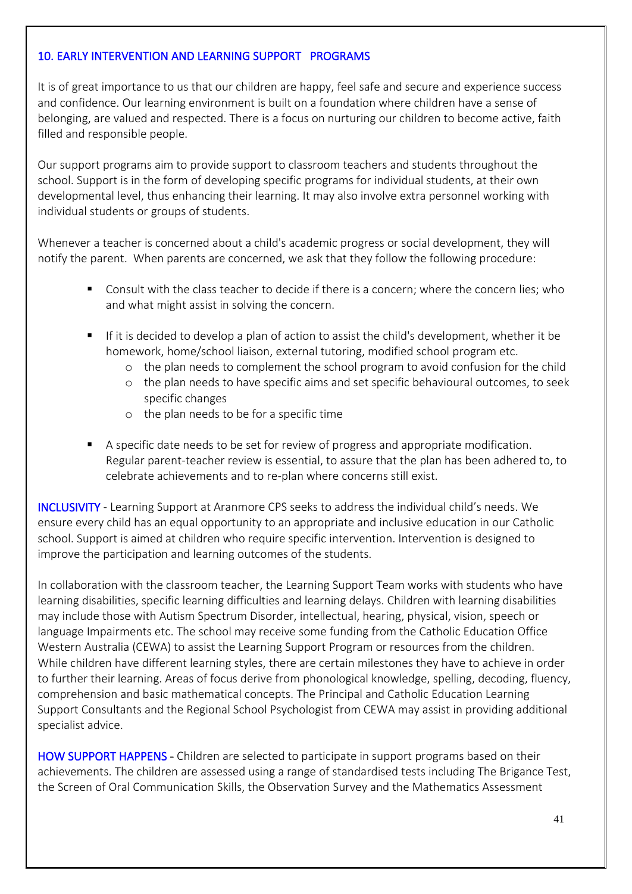## 10. EARLY INTERVENTION AND LEARNING SUPPORT PROGRAMS

It is of great importance to us that our children are happy, feel safe and secure and experience success and confidence. Our learning environment is built on a foundation where children have a sense of belonging, are valued and respected. There is a focus on nurturing our children to become active, faith filled and responsible people.

Our support programs aim to provide support to classroom teachers and students throughout the school. Support is in the form of developing specific programs for individual students, at their own developmental level, thus enhancing their learning. It may also involve extra personnel working with individual students or groups of students.

Whenever a teacher is concerned about a child's academic progress or social development, they will notify the parent. When parents are concerned, we ask that they follow the following procedure:

- Consult with the class teacher to decide if there is a concern; where the concern lies; who and what might assist in solving the concern.
- If it is decided to develop a plan of action to assist the child's development, whether it be homework, home/school liaison, external tutoring, modified school program etc.
  - the plan needs to complement the school program to avoid confusion for the child
  - the plan needs to have specific aims and set specific behavioural outcomes, to seek specific changes
  - the plan needs to be for a specific time
- A specific date needs to be set for review of progress and appropriate modification. Regular parent-teacher review is essential, to assure that the plan has been adhered to, to celebrate achievements and to re-plan where concerns still exist.

**INCLUSIVITY** - Learning Support at Aranmore CPS seeks to address the individual child's needs. We ensure every child has an equal opportunity to an appropriate and inclusive education in our Catholic school. Support is aimed at children who require specific intervention. Intervention is designed to improve the participation and learning outcomes of the students.

In collaboration with the classroom teacher, the Learning Support Team works with students who have learning disabilities, specific learning difficulties and learning delays. Children with learning disabilities may include those with Autism Spectrum Disorder, intellectual, hearing, physical, vision, speech or language Impairments etc. The school may receive some funding from the Catholic Education Office Western Australia (CEWA) to assist the Learning Support Program or resources from the children. While children have different learning styles, there are certain milestones they have to achieve in order to further their learning. Areas of focus derive from phonological knowledge, spelling, decoding, fluency, comprehension and basic mathematical concepts. The Principal and Catholic Education Learning Support Consultants and the Regional School Psychologist from CEWA may assist in providing additional specialist advice.

**HOW SUPPORT HAPPENS** - Children are selected to participate in support programs based on their achievements. The children are assessed using a range of standardised tests including The Brigance Test, the Screen of Oral Communication Skills, the Observation Survey and the Mathematics Assessment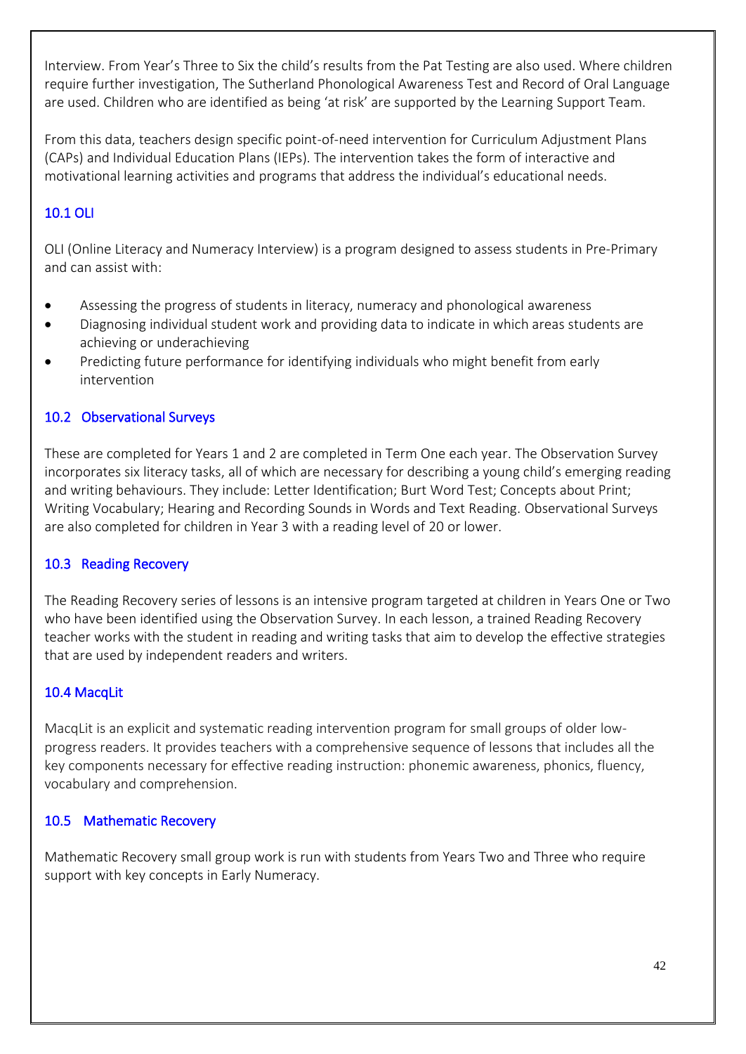Interview. From Year's Three to Six the child's results from the Pat Testing are also used. Where children require further investigation, The Sutherland Phonological Awareness Test and Record of Oral Language are used. Children who are identified as being 'at risk' are supported by the Learning Support Team.

From this data, teachers design specific point-of-need intervention for Curriculum Adjustment Plans (CAPs) and Individual Education Plans (IEPs). The intervention takes the form of interactive and motivational learning activities and programs that address the individual's educational needs.

### 10.1 OLI

OLI (Online Literacy and Numeracy Interview) is a program designed to assess students in Pre-Primary and can assist with:

- Assessing the progress of students in literacy, numeracy and phonological awareness
- Diagnosing individual student work and providing data to indicate in which areas students are achieving or underachieving
- Predicting future performance for identifying individuals who might benefit from early intervention

### 10.2 Observational Surveys

These are completed for Years 1 and 2 are completed in Term One each year. The Observation Survey incorporates six literacy tasks, all of which are necessary for describing a young child's emerging reading and writing behaviours. They include: Letter Identification; Burt Word Test; Concepts about Print; Writing Vocabulary; Hearing and Recording Sounds in Words and Text Reading. Observational Surveys are also completed for children in Year 3 with a reading level of 20 or lower.

### 10.3 Reading Recovery

The Reading Recovery series of lessons is an intensive program targeted at children in Years One or Two who have been identified using the Observation Survey. In each lesson, a trained Reading Recovery teacher works with the student in reading and writing tasks that aim to develop the effective strategies that are used by independent readers and writers.

### 10.4 MacqLit

MacqLit is an explicit and systematic reading intervention program for small groups of older low-progress readers. It provides teachers with a comprehensive sequence of lessons that includes all the key components necessary for effective reading instruction: phonemic awareness, phonics, fluency, vocabulary and comprehension.

### 10.5 Mathematic Recovery

Mathematic Recovery small group work is run with students from Years Two and Three who require support with key concepts in Early Numeracy.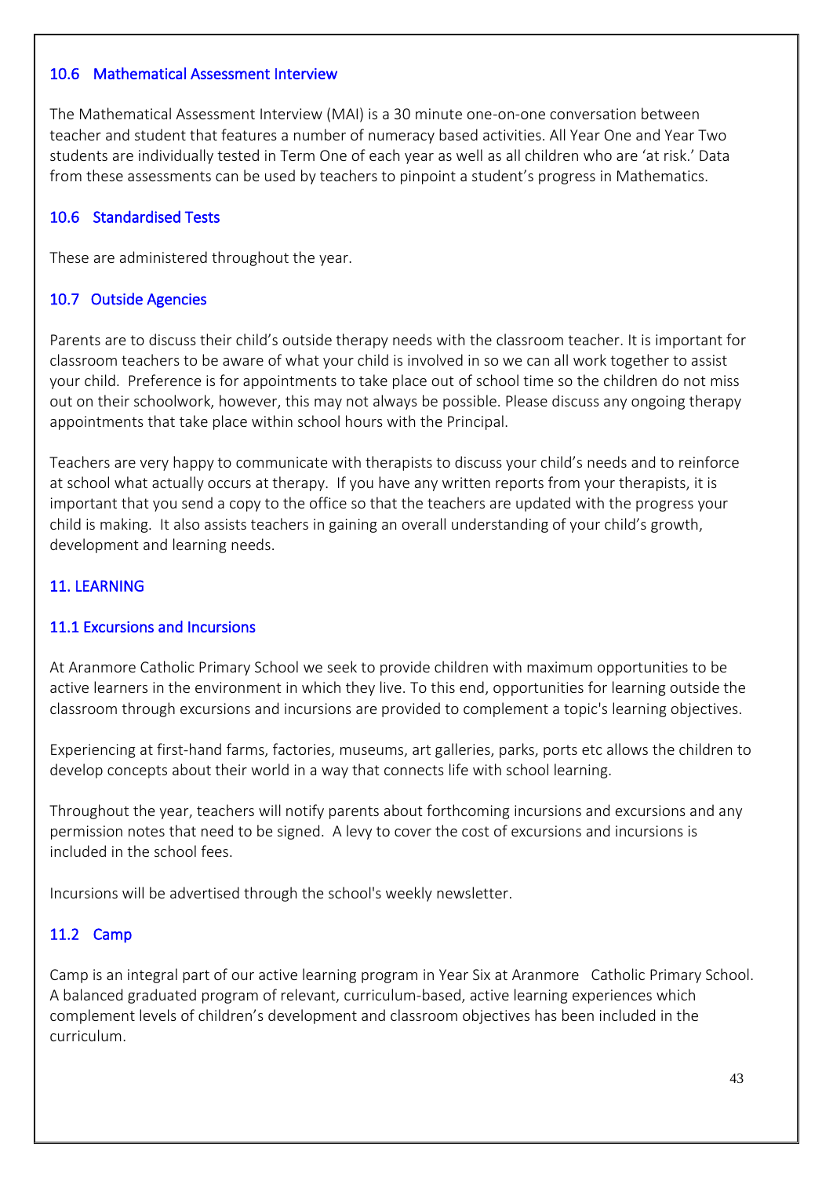### 10.6 Mathematical Assessment Interview

The Mathematical Assessment Interview (MAI) is a 30 minute one-on-one conversation between teacher and student that features a number of numeracy based activities. All Year One and Year Two students are individually tested in Term One of each year as well as all children who are 'at risk.' Data from these assessments can be used by teachers to pinpoint a student's progress in Mathematics.

### 10.6 Standardised Tests

These are administered throughout the year.

### 10.7 Outside Agencies

Parents are to discuss their child's outside therapy needs with the classroom teacher. It is important for classroom teachers to be aware of what your child is involved in so we can all work together to assist your child. Preference is for appointments to take place out of school time so the children do not miss out on their schoolwork, however, this may not always be possible. Please discuss any ongoing therapy appointments that take place within school hours with the Principal.

Teachers are very happy to communicate with therapists to discuss your child's needs and to reinforce at school what actually occurs at therapy. If you have any written reports from your therapists, it is important that you send a copy to the office so that the teachers are updated with the progress your child is making. It also assists teachers in gaining an overall understanding of your child's growth, development and learning needs.

## 11. LEARNING

### 11.1 Excursions and Incursions

At Aranmore Catholic Primary School we seek to provide children with maximum opportunities to be active learners in the environment in which they live. To this end, opportunities for learning outside the classroom through excursions and incursions are provided to complement a topic's learning objectives.

Experiencing at first-hand farms, factories, museums, art galleries, parks, ports etc allows the children to develop concepts about their world in a way that connects life with school learning.

Throughout the year, teachers will notify parents about forthcoming incursions and excursions and any permission notes that need to be signed. A levy to cover the cost of excursions and incursions is included in the school fees.

Incursions will be advertised through the school's weekly newsletter.

### 11.2 Camp

Camp is an integral part of our active learning program in Year Six at Aranmore Catholic Primary School. A balanced graduated program of relevant, curriculum-based, active learning experiences which complement levels of children's development and classroom objectives has been included in the curriculum.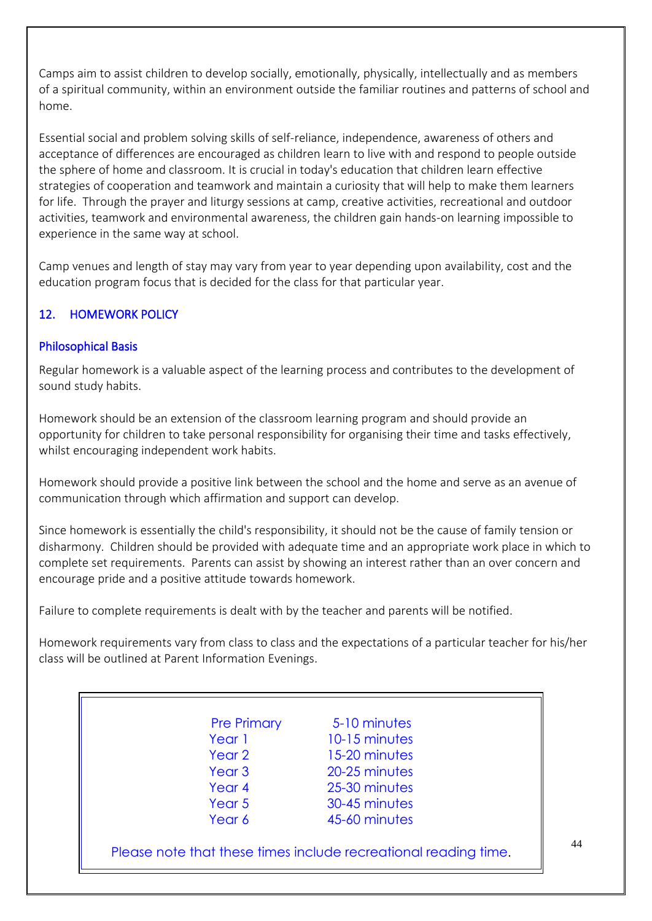Camps aim to assist children to develop socially, emotionally, physically, intellectually and as members of a spiritual community, within an environment outside the familiar routines and patterns of school and home.

Essential social and problem solving skills of self-reliance, independence, awareness of others and acceptance of differences are encouraged as children learn to live with and respond to people outside the sphere of home and classroom. It is crucial in today's education that children learn effective strategies of cooperation and teamwork and maintain a curiosity that will help to make them learners for life. Through the prayer and liturgy sessions at camp, creative activities, recreational and outdoor activities, teamwork and environmental awareness, the children gain hands-on learning impossible to experience in the same way at school.

Camp venues and length of stay may vary from year to year depending upon availability, cost and the education program focus that is decided for the class for that particular year.

## 12. HOMEWORK POLICY

### Philosophical Basis

Regular homework is a valuable aspect of the learning process and contributes to the development of sound study habits.

Homework should be an extension of the classroom learning program and should provide an opportunity for children to take personal responsibility for organising their time and tasks effectively, whilst encouraging independent work habits.

Homework should provide a positive link between the school and the home and serve as an avenue of communication through which affirmation and support can develop.

Since homework is essentially the child's responsibility, it should not be the cause of family tension or disharmony. Children should be provided with adequate time and an appropriate work place in which to complete set requirements. Parents can assist by showing an interest rather than an over concern and encourage pride and a positive attitude towards homework.

Failure to complete requirements is dealt with by the teacher and parents will be notified.

Homework requirements vary from class to class and the expectations of a particular teacher for his/her class will be outlined at Parent Information Evenings.

| Year | Time |
| --- | --- |
| Pre Primary | 5-10 minutes |
| Year 1 | 10-15 minutes |
| Year 2 | 15-20 minutes |
| Year 3 | 20-25 minutes |
| Year 4 | 25-30 minutes |
| Year 5 | 30-45 minutes |
| Year 6 | 45-60 minutes |

Please note that these times include recreational reading time.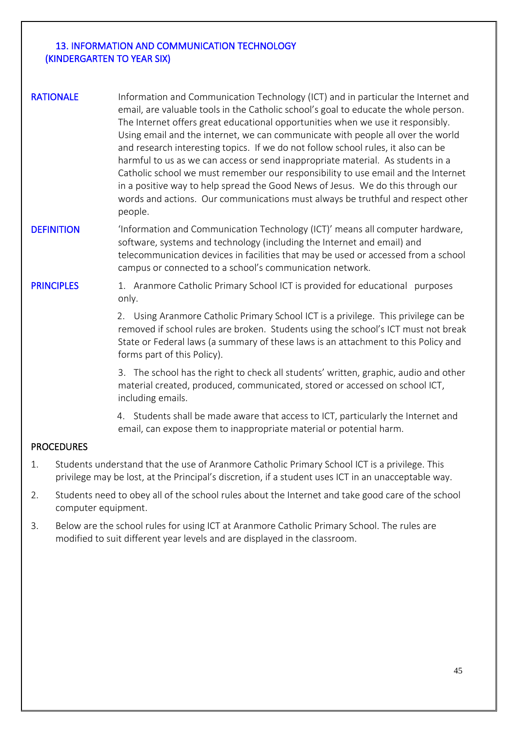## 13. INFORMATION AND COMMUNICATION TECHNOLOGY (KINDERGARTEN TO YEAR SIX)

**RATIONALE**

Information and Communication Technology (ICT) and in particular the Internet and email, are valuable tools in the Catholic school's goal to educate the whole person. The Internet offers great educational opportunities when we use it responsibly. Using email and the internet, we can communicate with people all over the world and research interesting topics. If we do not follow school rules, it also can be harmful to us as we can access or send inappropriate material. As students in a Catholic school we must remember our responsibility to use email and the Internet in a positive way to help spread the Good News of Jesus. We do this through our words and actions. Our communications must always be truthful and respect other people.

**DEFINITION**

'Information and Communication Technology (ICT)' means all computer hardware, software, systems and technology (including the Internet and email) and telecommunication devices in facilities that may be used or accessed from a school campus or connected to a school's communication network.

**PRINCIPLES**

1. Aranmore Catholic Primary School ICT is provided for educational purposes only.
2. Using Aranmore Catholic Primary School ICT is a privilege. This privilege can be removed if school rules are broken. Students using the school's ICT must not break State or Federal laws (a summary of these laws is an attachment to this Policy and forms part of this Policy).
3. The school has the right to check all students' written, graphic, audio and other material created, produced, communicated, stored or accessed on school ICT, including emails.
4. Students shall be made aware that access to ICT, particularly the Internet and email, can expose them to inappropriate material or potential harm.

**PROCEDURES**

1. Students understand that the use of Aranmore Catholic Primary School ICT is a privilege. This privilege may be lost, at the Principal's discretion, if a student uses ICT in an unacceptable way.
2. Students need to obey all of the school rules about the Internet and take good care of the school computer equipment.
3. Below are the school rules for using ICT at Aranmore Catholic Primary School. The rules are modified to suit different year levels and are displayed in the classroom.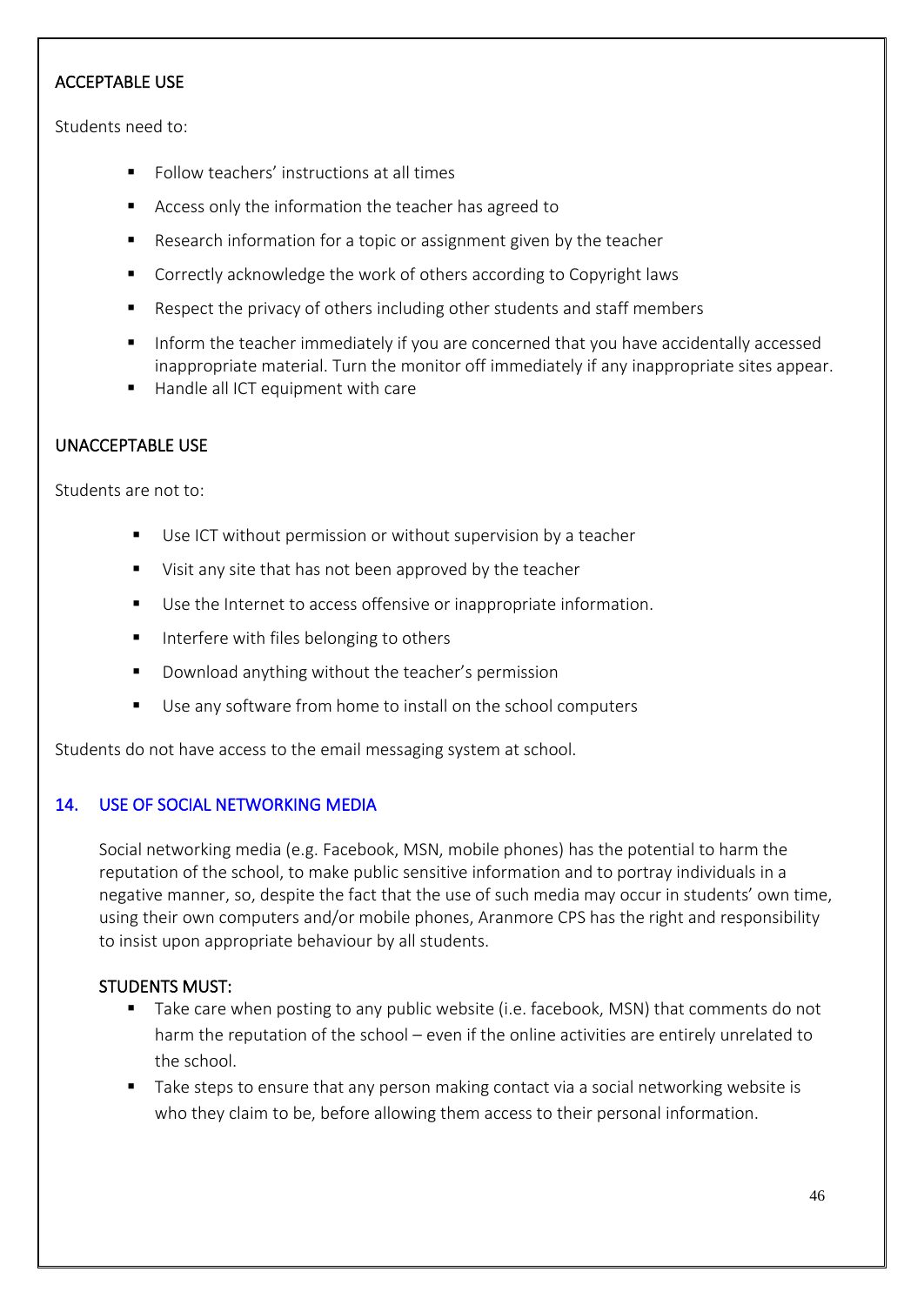### ACCEPTABLE USE

Students need to:

- Follow teachers' instructions at all times
- Access only the information the teacher has agreed to
- Research information for a topic or assignment given by the teacher
- Correctly acknowledge the work of others according to Copyright laws
- Respect the privacy of others including other students and staff members
- Inform the teacher immediately if you are concerned that you have accidentally accessed inappropriate material. Turn the monitor off immediately if any inappropriate sites appear.
- Handle all ICT equipment with care

### UNACCEPTABLE USE

Students are not to:

- Use ICT without permission or without supervision by a teacher
- Visit any site that has not been approved by the teacher
- Use the Internet to access offensive or inappropriate information.
- Interfere with files belonging to others
- Download anything without the teacher's permission
- Use any software from home to install on the school computers

Students do not have access to the email messaging system at school.

## 14. USE OF SOCIAL NETWORKING MEDIA

Social networking media (e.g. Facebook, MSN, mobile phones) has the potential to harm the reputation of the school, to make public sensitive information and to portray individuals in a negative manner, so, despite the fact that the use of such media may occur in students' own time, using their own computers and/or mobile phones, Aranmore CPS has the right and responsibility to insist upon appropriate behaviour by all students.

### STUDENTS MUST:

- Take care when posting to any public website (i.e. facebook, MSN) that comments do not harm the reputation of the school – even if the online activities are entirely unrelated to the school.
- Take steps to ensure that any person making contact via a social networking website is who they claim to be, before allowing them access to their personal information.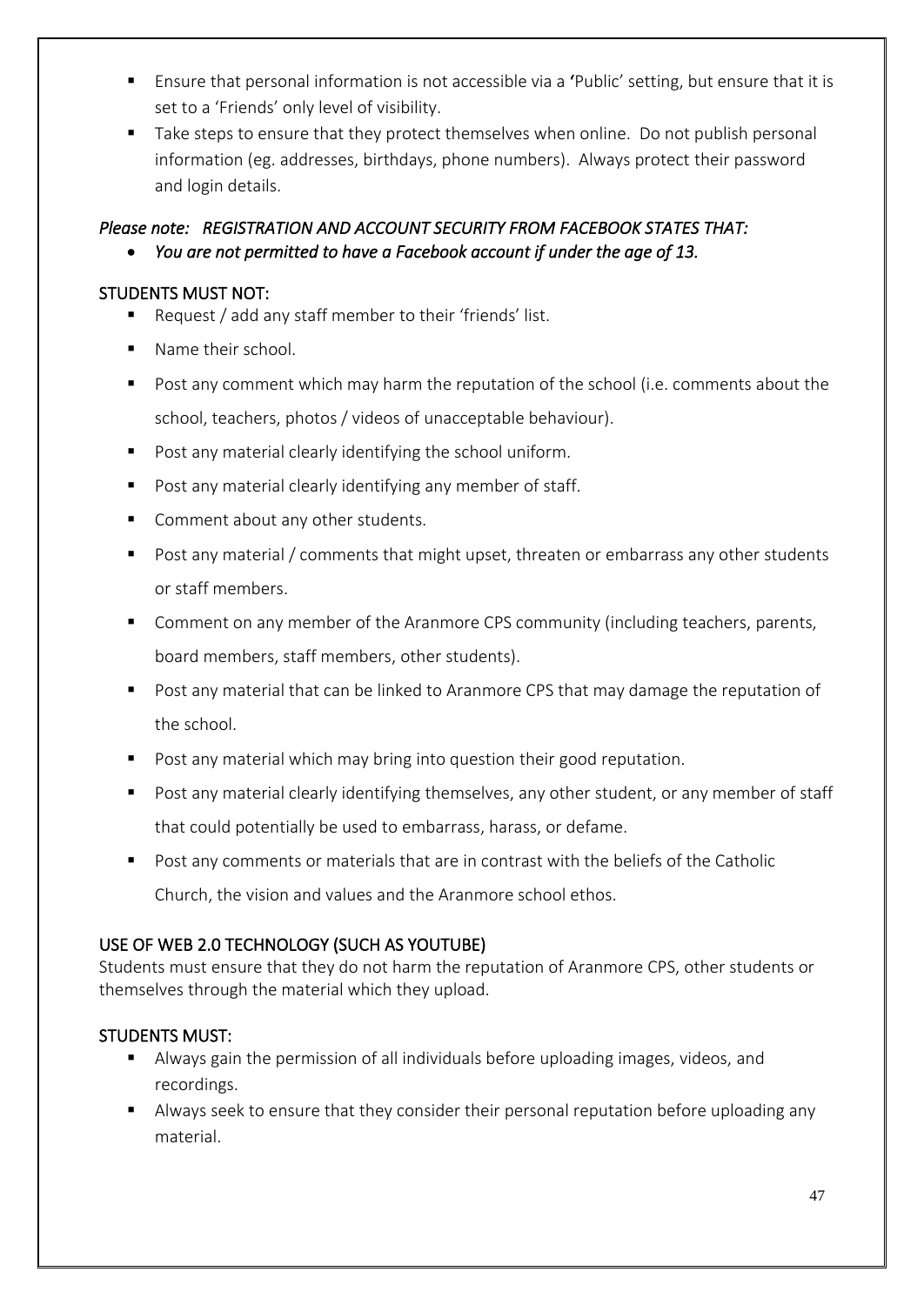- Ensure that personal information is not accessible via a 'Public' setting, but ensure that it is set to a 'Friends' only level of visibility.
- Take steps to ensure that they protect themselves when online. Do not publish personal information (eg. addresses, birthdays, phone numbers). Always protect their password and login details.

*Please note: REGISTRATION AND ACCOUNT SECURITY FROM FACEBOOK STATES THAT:*

- *You are not permitted to have a Facebook account if under the age of 13.*

STUDENTS MUST NOT:

- Request / add any staff member to their 'friends' list.
- Name their school.
- Post any comment which may harm the reputation of the school (i.e. comments about the school, teachers, photos / videos of unacceptable behaviour).
- Post any material clearly identifying the school uniform.
- Post any material clearly identifying any member of staff.
- Comment about any other students.
- Post any material / comments that might upset, threaten or embarrass any other students or staff members.
- Comment on any member of the Aranmore CPS community (including teachers, parents, board members, staff members, other students).
- Post any material that can be linked to Aranmore CPS that may damage the reputation of the school.
- Post any material which may bring into question their good reputation.
- Post any material clearly identifying themselves, any other student, or any member of staff that could potentially be used to embarrass, harass, or defame.
- Post any comments or materials that are in contrast with the beliefs of the Catholic Church, the vision and values and the Aranmore school ethos.

USE OF WEB 2.0 TECHNOLOGY (SUCH AS YOUTUBE)

Students must ensure that they do not harm the reputation of Aranmore CPS, other students or themselves through the material which they upload.

STUDENTS MUST:

- Always gain the permission of all individuals before uploading images, videos, and recordings.
- Always seek to ensure that they consider their personal reputation before uploading any material.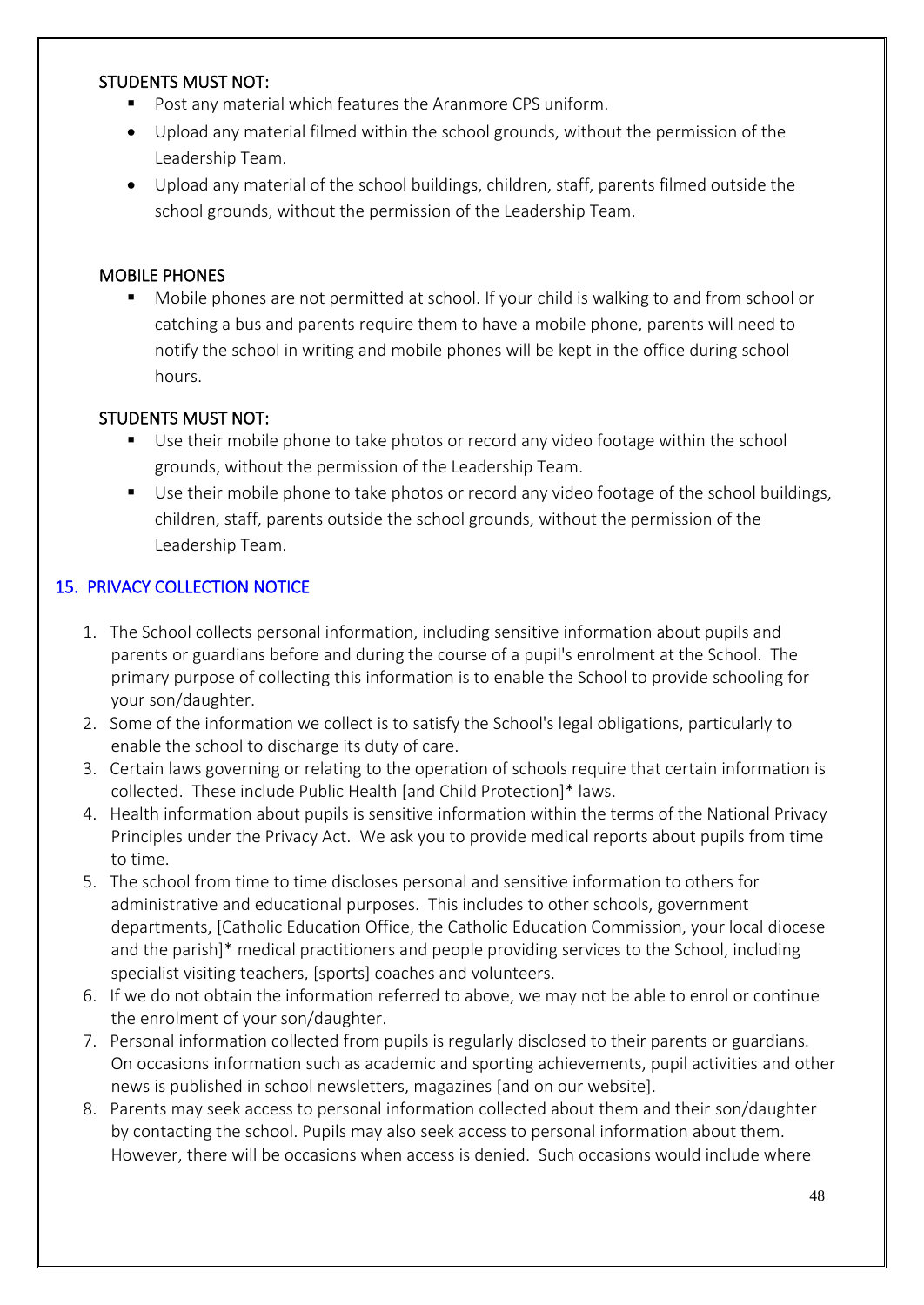STUDENTS MUST NOT:

- Post any material which features the Aranmore CPS uniform.
- Upload any material filmed within the school grounds, without the permission of the Leadership Team.
- Upload any material of the school buildings, children, staff, parents filmed outside the school grounds, without the permission of the Leadership Team.

MOBILE PHONES

- Mobile phones are not permitted at school. If your child is walking to and from school or catching a bus and parents require them to have a mobile phone, parents will need to notify the school in writing and mobile phones will be kept in the office during school hours.

STUDENTS MUST NOT:

- Use their mobile phone to take photos or record any video footage within the school grounds, without the permission of the Leadership Team.
- Use their mobile phone to take photos or record any video footage of the school buildings, children, staff, parents outside the school grounds, without the permission of the Leadership Team.

## 15. PRIVACY COLLECTION NOTICE

1. The School collects personal information, including sensitive information about pupils and parents or guardians before and during the course of a pupil's enrolment at the School. The primary purpose of collecting this information is to enable the School to provide schooling for your son/daughter.
2. Some of the information we collect is to satisfy the School's legal obligations, particularly to enable the school to discharge its duty of care.
3. Certain laws governing or relating to the operation of schools require that certain information is collected. These include Public Health [and Child Protection]* laws.
4. Health information about pupils is sensitive information within the terms of the National Privacy Principles under the Privacy Act. We ask you to provide medical reports about pupils from time to time.
5. The school from time to time discloses personal and sensitive information to others for administrative and educational purposes. This includes to other schools, government departments, [Catholic Education Office, the Catholic Education Commission, your local diocese and the parish]* medical practitioners and people providing services to the School, including specialist visiting teachers, [sports] coaches and volunteers.
6. If we do not obtain the information referred to above, we may not be able to enrol or continue the enrolment of your son/daughter.
7. Personal information collected from pupils is regularly disclosed to their parents or guardians. On occasions information such as academic and sporting achievements, pupil activities and other news is published in school newsletters, magazines [and on our website].
8. Parents may seek access to personal information collected about them and their son/daughter by contacting the school. Pupils may also seek access to personal information about them. However, there will be occasions when access is denied. Such occasions would include where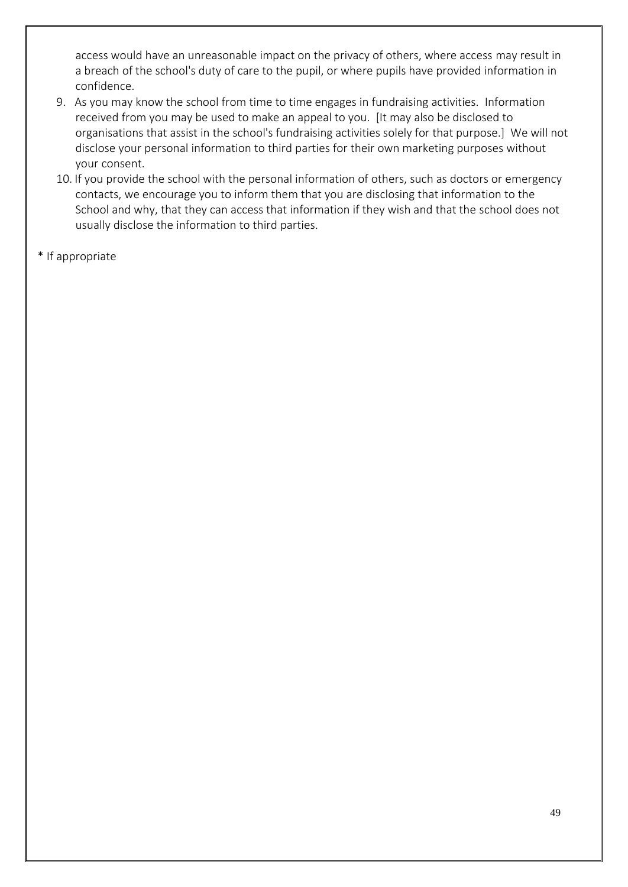access would have an unreasonable impact on the privacy of others, where access may result in a breach of the school's duty of care to the pupil, or where pupils have provided information in confidence.

9. As you may know the school from time to time engages in fundraising activities. Information received from you may be used to make an appeal to you. [It may also be disclosed to organisations that assist in the school's fundraising activities solely for that purpose.] We will not disclose your personal information to third parties for their own marketing purposes without your consent.
10. If you provide the school with the personal information of others, such as doctors or emergency contacts, we encourage you to inform them that you are disclosing that information to the School and why, that they can access that information if they wish and that the school does not usually disclose the information to third parties.

\* If appropriate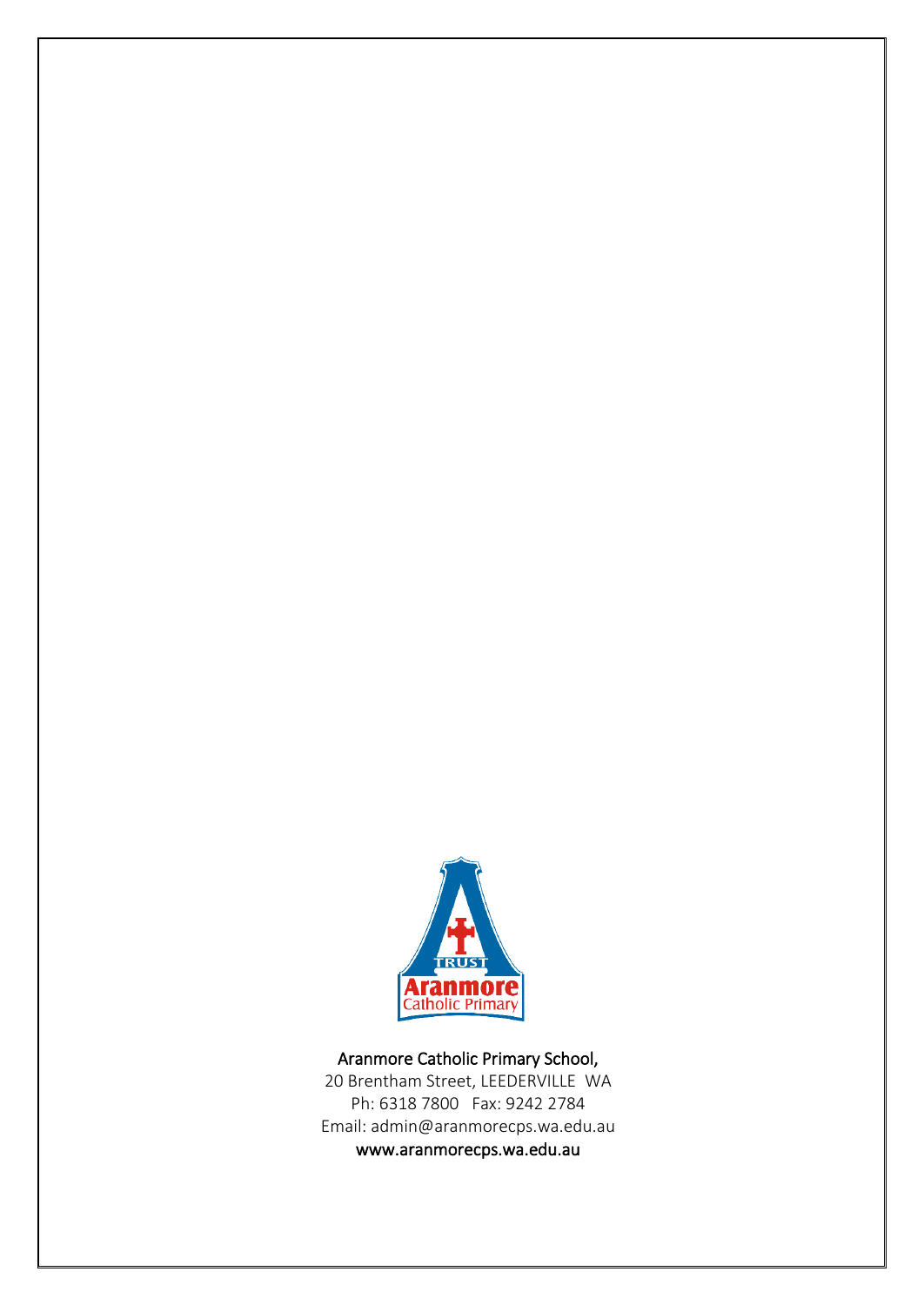TRUST

Aranmore

Catholic Primary

Aranmore Catholic Primary School,

20 Brentham Street, LEEDERVILLE WA

Ph: 6318 7800 Fax: 9242 2784

Email: admin@aranmorecps.wa.edu.au

www.aranmorecps.wa.edu.au